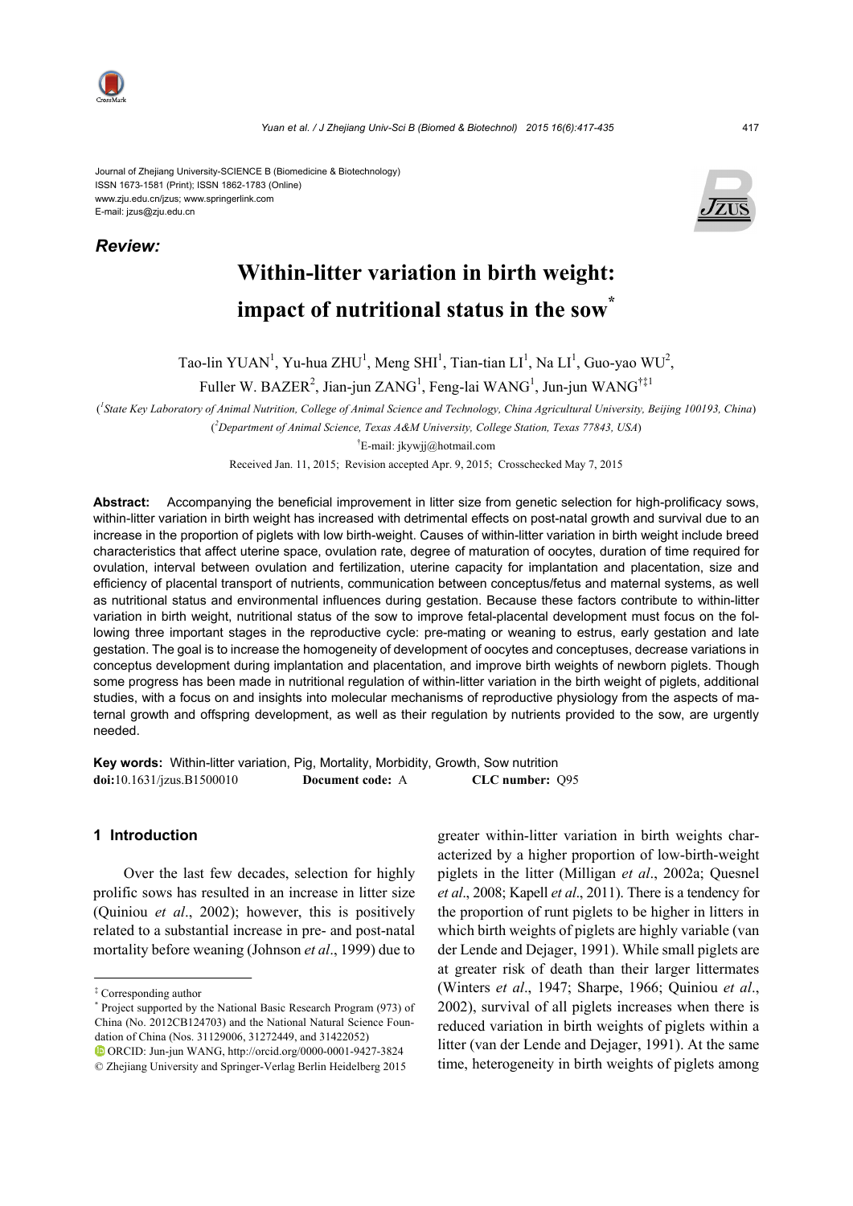Journal of Zhejiang University-SCIENCE B (Biomedicine & Biotechnology)
ISSN 1673-1581 (Print); ISSN 1862-1783 (Online)
www.zju.edu.cn/jzus; www.springerlink.com
E-mail: jzus@zju.edu.cn

***Review:***

# Within-litter variation in birth weight: impact of nutritional status in the sow*

Tao-lin YUAN[1], Yu-hua ZHU[1], Meng SHI[1], Tian-tian LI[1], Na LI[1], Guo-yao WU[2], Fuller W. BAZER[2], Jian-jun ZANG[1], Feng-lai WANG[1], Jun-jun WANG†‡1

([1]State Key Laboratory of Animal Nutrition, College of Animal Science and Technology, China Agricultural University, Beijing 100193, China)

([2]Department of Animal Science, Texas A&M University, College Station, Texas 77843, USA)

†E-mail: jkywjj@hotmail.com

Received Jan. 11, 2015; Revision accepted Apr. 9, 2015; Crosschecked May 7, 2015

**Abstract:** Accompanying the beneficial improvement in litter size from genetic selection for high-prolificacy sows, within-litter variation in birth weight has increased with detrimental effects on post-natal growth and survival due to an increase in the proportion of piglets with low birth-weight. Causes of within-litter variation in birth weight include breed characteristics that affect uterine space, ovulation rate, degree of maturation of oocytes, duration of time required for ovulation, interval between ovulation and fertilization, uterine capacity for implantation and placentation, size and efficiency of placental transport of nutrients, communication between conceptus/fetus and maternal systems, as well as nutritional status and environmental influences during gestation. Because these factors contribute to within-litter variation in birth weight, nutritional status of the sow to improve fetal-placental development must focus on the following three important stages in the reproductive cycle: pre-mating or weaning to estrus, early gestation and late gestation. The goal is to increase the homogeneity of development of oocytes and conceptuses, decrease variations in conceptus development during implantation and placentation, and improve birth weights of newborn piglets. Though some progress has been made in nutritional regulation of within-litter variation in the birth weight of piglets, additional studies, with a focus on and insights into molecular mechanisms of reproductive physiology from the aspects of maternal growth and offspring development, as well as their regulation by nutrients provided to the sow, are urgently needed.

**Key words:** Within-litter variation, Pig, Mortality, Morbidity, Growth, Sow nutrition
**doi:**10.1631/jzus.B1500010 **Document code:** A **CLC number:** Q95

## 1 Introduction

Over the last few decades, selection for highly prolific sows has resulted in an increase in litter size (Quiniou *et al*., 2002); however, this is positively related to a substantial increase in pre- and post-natal mortality before weaning (Johnson *et al*., 1999) due to greater within-litter variation in birth weights characterized by a higher proportion of low-birth-weight piglets in the litter (Milligan *et al*., 2002a; Quesnel *et al*., 2008; Kapell *et al*., 2011). There is a tendency for the proportion of runt piglets to be higher in litters in which birth weights of piglets are highly variable (van der Lende and Dejager, 1991). While small piglets are at greater risk of death than their larger littermates (Winters *et al*., 1947; Sharpe, 1966; Quiniou *et al*., 2002), survival of all piglets increases when there is reduced variation in birth weights of piglets within a litter (van der Lende and Dejager, 1991). At the same time, heterogeneity in birth weights of piglets among

‡ Corresponding author
\* Project supported by the National Basic Research Program (973) of China (No. 2012CB124703) and the National Natural Science Foundation of China (Nos. 31129006, 31272449, and 31422052)
ORCID: Jun-jun WANG, http://orcid.org/0000-0001-9427-3824
© Zhejiang University and Springer-Verlag Berlin Heidelberg 2015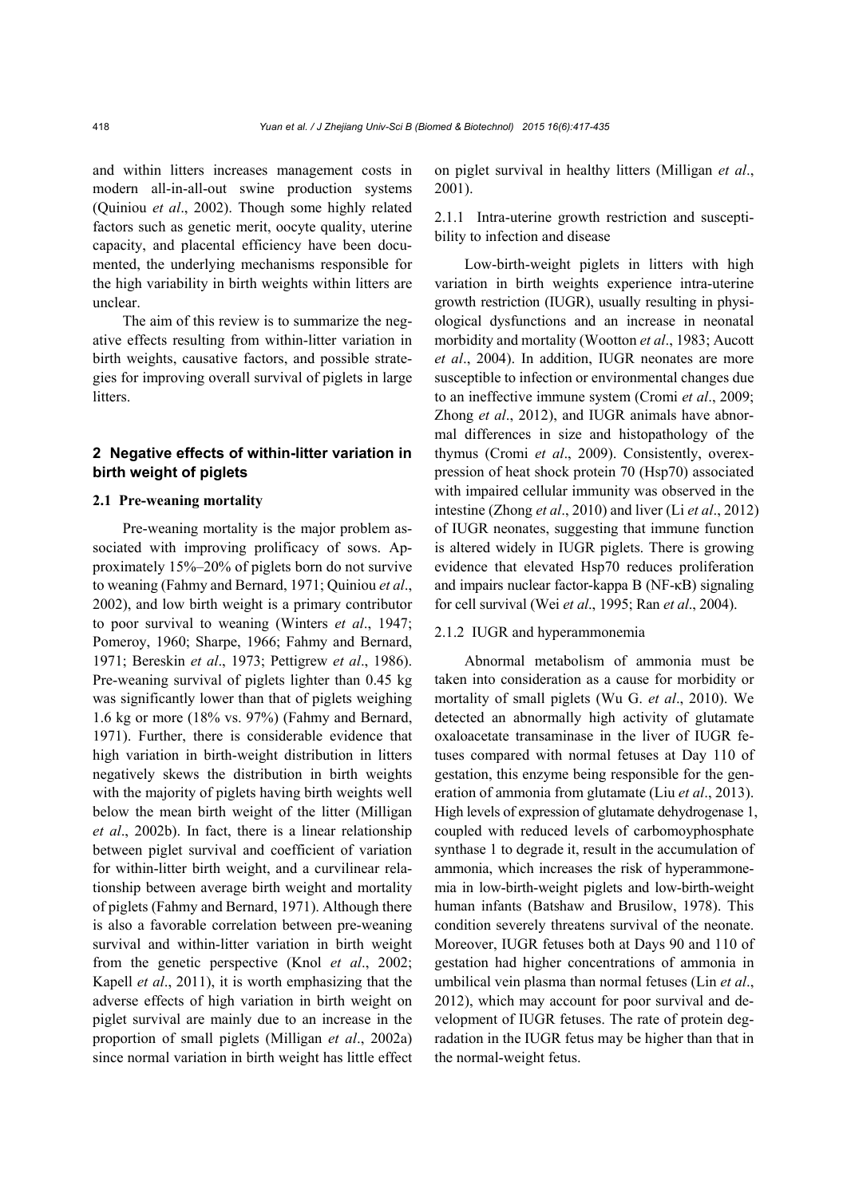and within litters increases management costs in modern all-in-all-out swine production systems (Quiniou *et al*., 2002). Though some highly related factors such as genetic merit, oocyte quality, uterine capacity, and placental efficiency have been documented, the underlying mechanisms responsible for the high variability in birth weights within litters are unclear.

The aim of this review is to summarize the negative effects resulting from within-litter variation in birth weights, causative factors, and possible strategies for improving overall survival of piglets in large litters.

## 2 Negative effects of within-litter variation in birth weight of piglets

### 2.1 Pre-weaning mortality

Pre-weaning mortality is the major problem associated with improving prolificacy of sows. Approximately 15%–20% of piglets born do not survive to weaning (Fahmy and Bernard, 1971; Quiniou *et al*., 2002), and low birth weight is a primary contributor to poor survival to weaning (Winters *et al*., 1947; Pomeroy, 1960; Sharpe, 1966; Fahmy and Bernard, 1971; Bereskin *et al*., 1973; Pettigrew *et al*., 1986). Pre-weaning survival of piglets lighter than 0.45 kg was significantly lower than that of piglets weighing 1.6 kg or more (18% vs. 97%) (Fahmy and Bernard, 1971). Further, there is considerable evidence that high variation in birth-weight distribution in litters negatively skews the distribution in birth weights with the majority of piglets having birth weights well below the mean birth weight of the litter (Milligan *et al*., 2002b). In fact, there is a linear relationship between piglet survival and coefficient of variation for within-litter birth weight, and a curvilinear relationship between average birth weight and mortality of piglets (Fahmy and Bernard, 1971). Although there is also a favorable correlation between pre-weaning survival and within-litter variation in birth weight from the genetic perspective (Knol *et al*., 2002; Kapell *et al*., 2011), it is worth emphasizing that the adverse effects of high variation in birth weight on piglet survival are mainly due to an increase in the proportion of small piglets (Milligan *et al*., 2002a) since normal variation in birth weight has little effect on piglet survival in healthy litters (Milligan *et al*., 2001).

#### 2.1.1 Intra-uterine growth restriction and susceptibility to infection and disease

Low-birth-weight piglets in litters with high variation in birth weights experience intra-uterine growth restriction (IUGR), usually resulting in physiological dysfunctions and an increase in neonatal morbidity and mortality (Wootton *et al*., 1983; Aucott *et al*., 2004). In addition, IUGR neonates are more susceptible to infection or environmental changes due to an ineffective immune system (Cromi *et al*., 2009; Zhong *et al*., 2012), and IUGR animals have abnormal differences in size and histopathology of the thymus (Cromi *et al*., 2009). Consistently, overexpression of heat shock protein 70 (Hsp70) associated with impaired cellular immunity was observed in the intestine (Zhong *et al*., 2010) and liver (Li *et al*., 2012) of IUGR neonates, suggesting that immune function is altered widely in IUGR piglets. There is growing evidence that elevated Hsp70 reduces proliferation and impairs nuclear factor-kappa B (NF-κB) signaling for cell survival (Wei *et al*., 1995; Ran *et al*., 2004).

#### 2.1.2 IUGR and hyperammonemia

Abnormal metabolism of ammonia must be taken into consideration as a cause for morbidity or mortality of small piglets (Wu G. *et al*., 2010). We detected an abnormally high activity of glutamate oxaloacetate transaminase in the liver of IUGR fetuses compared with normal fetuses at Day 110 of gestation, this enzyme being responsible for the generation of ammonia from glutamate (Liu *et al*., 2013). High levels of expression of glutamate dehydrogenase 1, coupled with reduced levels of carbomoyphosphate synthase 1 to degrade it, result in the accumulation of ammonia, which increases the risk of hyperammonemia in low-birth-weight piglets and low-birth-weight human infants (Batshaw and Brusilow, 1978). This condition severely threatens survival of the neonate. Moreover, IUGR fetuses both at Days 90 and 110 of gestation had higher concentrations of ammonia in umbilical vein plasma than normal fetuses (Lin *et al*., 2012), which may account for poor survival and development of IUGR fetuses. The rate of protein degradation in the IUGR fetus may be higher than that in the normal-weight fetus.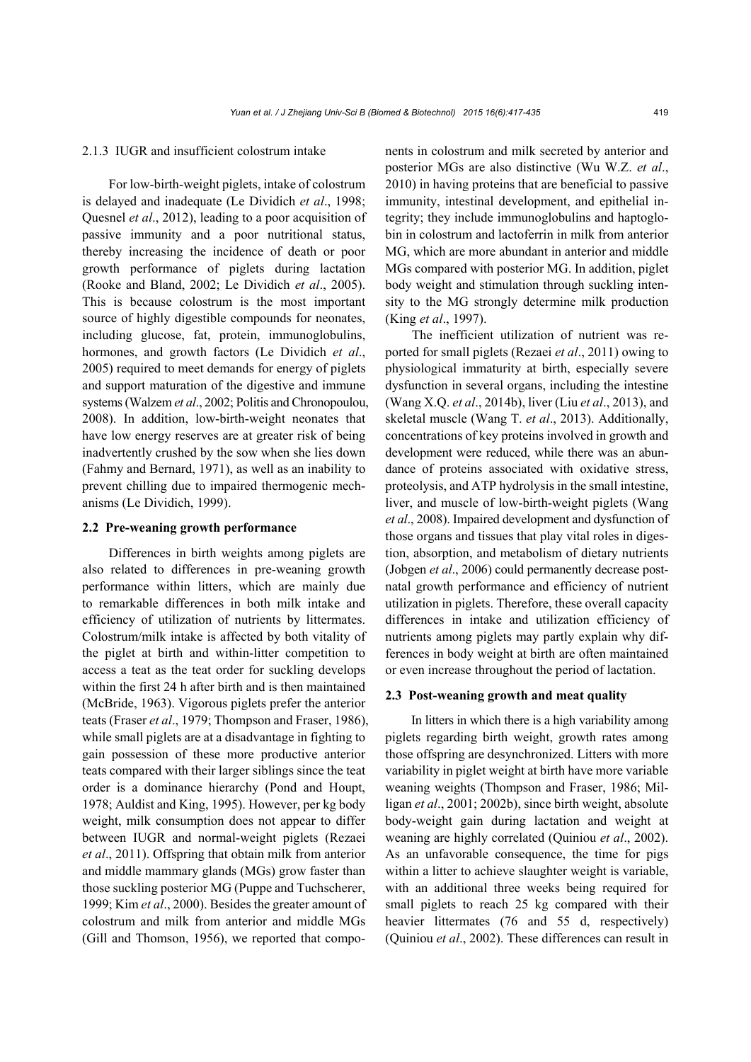#### 2.1.3 IUGR and insufficient colostrum intake

For low-birth-weight piglets, intake of colostrum is delayed and inadequate (Le Dividich *et al*., 1998; Quesnel *et al*., 2012), leading to a poor acquisition of passive immunity and a poor nutritional status, thereby increasing the incidence of death or poor growth performance of piglets during lactation (Rooke and Bland, 2002; Le Dividich *et al*., 2005). This is because colostrum is the most important source of highly digestible compounds for neonates, including glucose, fat, protein, immunoglobulins, hormones, and growth factors (Le Dividich *et al*., 2005) required to meet demands for energy of piglets and support maturation of the digestive and immune systems (Walzem *et al*., 2002; Politis and Chronopoulou, 2008). In addition, low-birth-weight neonates that have low energy reserves are at greater risk of being inadvertently crushed by the sow when she lies down (Fahmy and Bernard, 1971), as well as an inability to prevent chilling due to impaired thermogenic mechanisms (Le Dividich, 1999).

### 2.2 Pre-weaning growth performance

Differences in birth weights among piglets are also related to differences in pre-weaning growth performance within litters, which are mainly due to remarkable differences in both milk intake and efficiency of utilization of nutrients by littermates. Colostrum/milk intake is affected by both vitality of the piglet at birth and within-litter competition to access a teat as the teat order for suckling develops within the first 24 h after birth and is then maintained (McBride, 1963). Vigorous piglets prefer the anterior teats (Fraser *et al*., 1979; Thompson and Fraser, 1986), while small piglets are at a disadvantage in fighting to gain possession of these more productive anterior teats compared with their larger siblings since the teat order is a dominance hierarchy (Pond and Houpt, 1978; Auldist and King, 1995). However, per kg body weight, milk consumption does not appear to differ between IUGR and normal-weight piglets (Rezaei *et al*., 2011). Offspring that obtain milk from anterior and middle mammary glands (MGs) grow faster than those suckling posterior MG (Puppe and Tuchscherer, 1999; Kim *et al*., 2000). Besides the greater amount of colostrum and milk from anterior and middle MGs (Gill and Thomson, 1956), we reported that components in colostrum and milk secreted by anterior and posterior MGs are also distinctive (Wu W.Z. *et al*., 2010) in having proteins that are beneficial to passive immunity, intestinal development, and epithelial integrity; they include immunoglobulins and haptoglobin in colostrum and lactoferrin in milk from anterior MG, which are more abundant in anterior and middle MGs compared with posterior MG. In addition, piglet body weight and stimulation through suckling intensity to the MG strongly determine milk production (King *et al*., 1997).

The inefficient utilization of nutrient was reported for small piglets (Rezaei *et al*., 2011) owing to physiological immaturity at birth, especially severe dysfunction in several organs, including the intestine (Wang X.Q. *et al*., 2014b), liver (Liu *et al*., 2013), and skeletal muscle (Wang T. *et al*., 2013). Additionally, concentrations of key proteins involved in growth and development were reduced, while there was an abundance of proteins associated with oxidative stress, proteolysis, and ATP hydrolysis in the small intestine, liver, and muscle of low-birth-weight piglets (Wang *et al*., 2008). Impaired development and dysfunction of those organs and tissues that play vital roles in digestion, absorption, and metabolism of dietary nutrients (Jobgen *et al*., 2006) could permanently decrease postnatal growth performance and efficiency of nutrient utilization in piglets. Therefore, these overall capacity differences in intake and utilization efficiency of nutrients among piglets may partly explain why differences in body weight at birth are often maintained or even increase throughout the period of lactation.

### 2.3 Post-weaning growth and meat quality

In litters in which there is a high variability among piglets regarding birth weight, growth rates among those offspring are desynchronized. Litters with more variability in piglet weight at birth have more variable weaning weights (Thompson and Fraser, 1986; Milligan *et al*., 2001; 2002b), since birth weight, absolute body-weight gain during lactation and weight at weaning are highly correlated (Quiniou *et al*., 2002). As an unfavorable consequence, the time for pigs within a litter to achieve slaughter weight is variable, with an additional three weeks being required for small piglets to reach 25 kg compared with their heavier littermates (76 and 55 d, respectively) (Quiniou *et al*., 2002). These differences can result in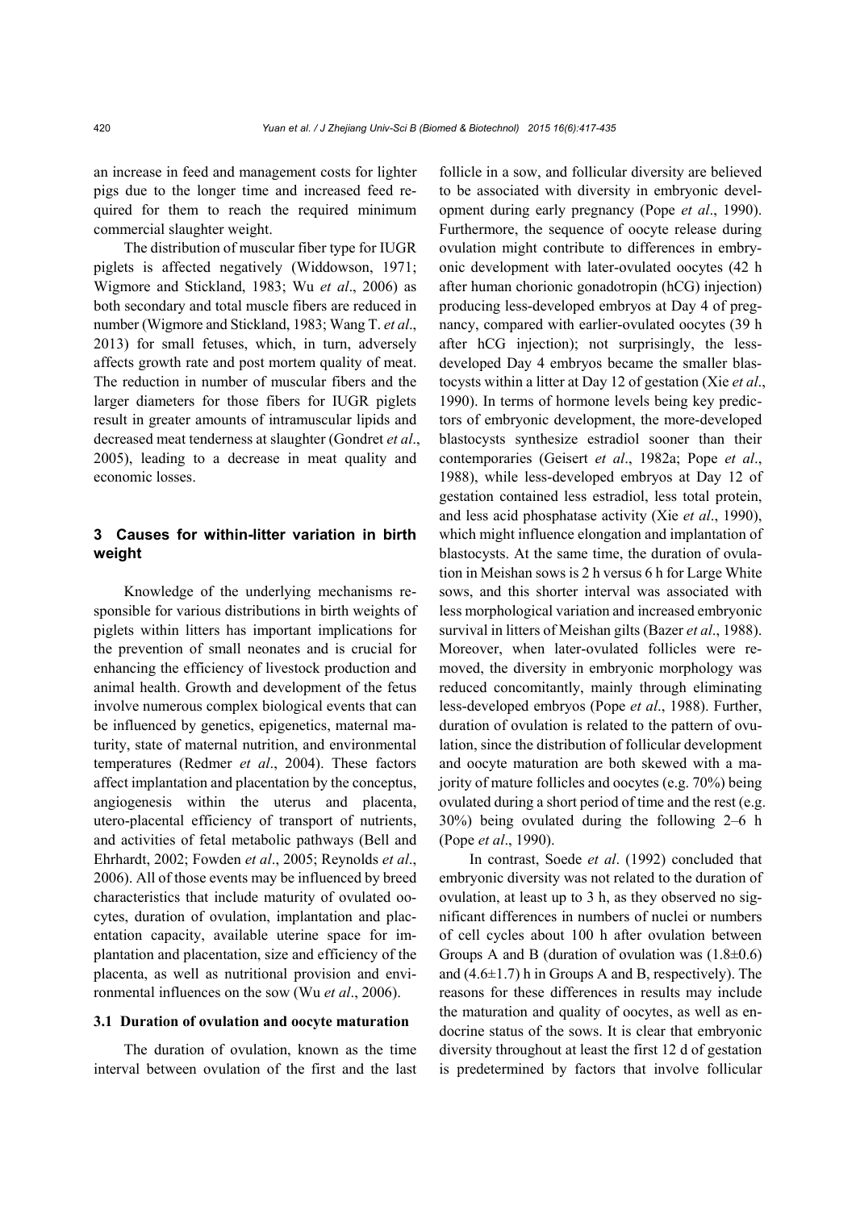an increase in feed and management costs for lighter pigs due to the longer time and increased feed required for them to reach the required minimum commercial slaughter weight.

The distribution of muscular fiber type for IUGR piglets is affected negatively (Widdowson, 1971; Wigmore and Stickland, 1983; Wu *et al*., 2006) as both secondary and total muscle fibers are reduced in number (Wigmore and Stickland, 1983; Wang T. *et al*., 2013) for small fetuses, which, in turn, adversely affects growth rate and post mortem quality of meat. The reduction in number of muscular fibers and the larger diameters for those fibers for IUGR piglets result in greater amounts of intramuscular lipids and decreased meat tenderness at slaughter (Gondret *et al*., 2005), leading to a decrease in meat quality and economic losses.

## 3 Causes for within-litter variation in birth weight

Knowledge of the underlying mechanisms responsible for various distributions in birth weights of piglets within litters has important implications for the prevention of small neonates and is crucial for enhancing the efficiency of livestock production and animal health. Growth and development of the fetus involve numerous complex biological events that can be influenced by genetics, epigenetics, maternal maturity, state of maternal nutrition, and environmental temperatures (Redmer *et al*., 2004). These factors affect implantation and placentation by the conceptus, angiogenesis within the uterus and placenta, utero-placental efficiency of transport of nutrients, and activities of fetal metabolic pathways (Bell and Ehrhardt, 2002; Fowden *et al*., 2005; Reynolds *et al*., 2006). All of those events may be influenced by breed characteristics that include maturity of ovulated oocytes, duration of ovulation, implantation and placentation capacity, available uterine space for implantation and placentation, size and efficiency of the placenta, as well as nutritional provision and environmental influences on the sow (Wu *et al*., 2006).

### 3.1 Duration of ovulation and oocyte maturation

The duration of ovulation, known as the time interval between ovulation of the first and the last follicle in a sow, and follicular diversity are believed to be associated with diversity in embryonic development during early pregnancy (Pope *et al*., 1990). Furthermore, the sequence of oocyte release during ovulation might contribute to differences in embryonic development with later-ovulated oocytes (42 h after human chorionic gonadotropin (hCG) injection) producing less-developed embryos at Day 4 of pregnancy, compared with earlier-ovulated oocytes (39 h after hCG injection); not surprisingly, the less-developed Day 4 embryos became the smaller blastocysts within a litter at Day 12 of gestation (Xie *et al*., 1990). In terms of hormone levels being key predictors of embryonic development, the more-developed blastocysts synthesize estradiol sooner than their contemporaries (Geisert *et al*., 1982a; Pope *et al*., 1988), while less-developed embryos at Day 12 of gestation contained less estradiol, less total protein, and less acid phosphatase activity (Xie *et al*., 1990), which might influence elongation and implantation of blastocysts. At the same time, the duration of ovulation in Meishan sows is 2 h versus 6 h for Large White sows, and this shorter interval was associated with less morphological variation and increased embryonic survival in litters of Meishan gilts (Bazer *et al*., 1988). Moreover, when later-ovulated follicles were removed, the diversity in embryonic morphology was reduced concomitantly, mainly through eliminating less-developed embryos (Pope *et al*., 1988). Further, duration of ovulation is related to the pattern of ovulation, since the distribution of follicular development and oocyte maturation are both skewed with a majority of mature follicles and oocytes (e.g. 70%) being ovulated during a short period of time and the rest (e.g. 30%) being ovulated during the following 2–6 h (Pope *et al*., 1990).

In contrast, Soede *et al*. (1992) concluded that embryonic diversity was not related to the duration of ovulation, at least up to 3 h, as they observed no significant differences in numbers of nuclei or numbers of cell cycles about 100 h after ovulation between Groups A and B (duration of ovulation was $(1.8\pm0.6)$ and $(4.6\pm1.7)$ h in Groups A and B, respectively). The reasons for these differences in results may include the maturation and quality of oocytes, as well as endocrine status of the sows. It is clear that embryonic diversity throughout at least the first 12 d of gestation is predetermined by factors that involve follicular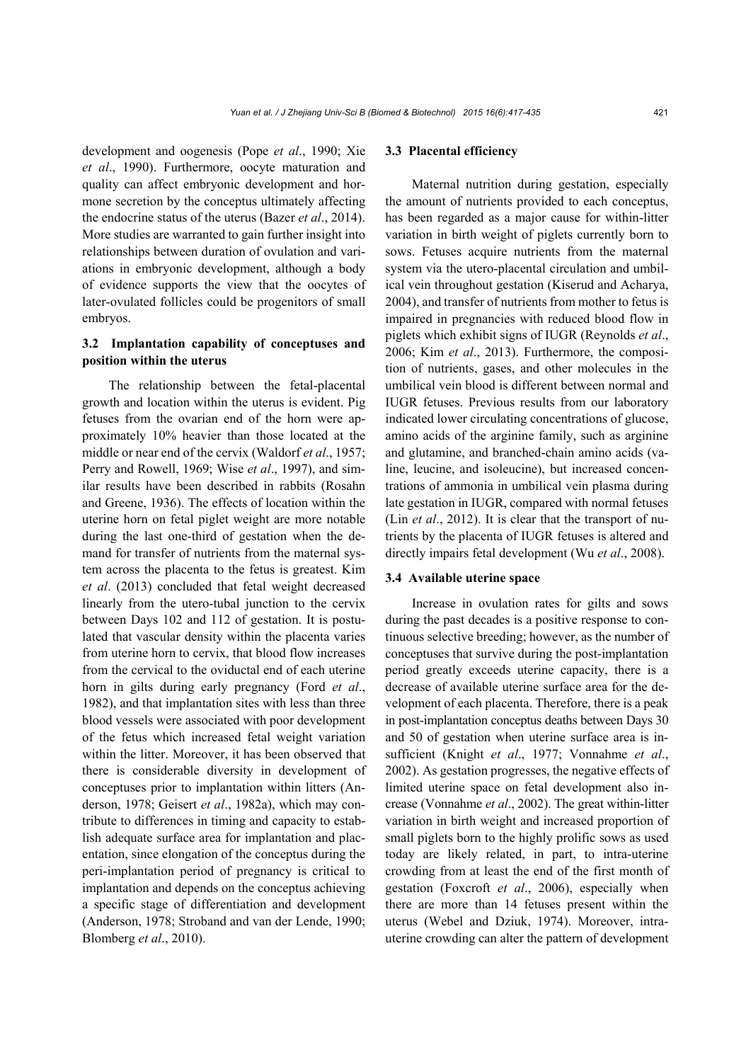development and oogenesis (Pope *et al*., 1990; Xie *et al*., 1990). Furthermore, oocyte maturation and quality can affect embryonic development and hormone secretion by the conceptus ultimately affecting the endocrine status of the uterus (Bazer *et al*., 2014). More studies are warranted to gain further insight into relationships between duration of ovulation and variations in embryonic development, although a body of evidence supports the view that the oocytes of later-ovulated follicles could be progenitors of small embryos.

### 3.2 Implantation capability of conceptuses and position within the uterus

The relationship between the fetal-placental growth and location within the uterus is evident. Pig fetuses from the ovarian end of the horn were approximately 10% heavier than those located at the middle or near end of the cervix (Waldorf *et al*., 1957; Perry and Rowell, 1969; Wise *et al*., 1997), and similar results have been described in rabbits (Rosahn and Greene, 1936). The effects of location within the uterine horn on fetal piglet weight are more notable during the last one-third of gestation when the demand for transfer of nutrients from the maternal system across the placenta to the fetus is greatest. Kim *et al*. (2013) concluded that fetal weight decreased linearly from the utero-tubal junction to the cervix between Days 102 and 112 of gestation. It is postulated that vascular density within the placenta varies from uterine horn to cervix, that blood flow increases from the cervical to the oviductal end of each uterine horn in gilts during early pregnancy (Ford *et al*., 1982), and that implantation sites with less than three blood vessels were associated with poor development of the fetus which increased fetal weight variation within the litter. Moreover, it has been observed that there is considerable diversity in development of conceptuses prior to implantation within litters (Anderson, 1978; Geisert *et al*., 1982a), which may contribute to differences in timing and capacity to establish adequate surface area for implantation and placentation, since elongation of the conceptus during the peri-implantation period of pregnancy is critical to implantation and depends on the conceptus achieving a specific stage of differentiation and development (Anderson, 1978; Stroband and van der Lende, 1990; Blomberg *et al*., 2010).

### 3.3 Placental efficiency

Maternal nutrition during gestation, especially the amount of nutrients provided to each conceptus, has been regarded as a major cause for within-litter variation in birth weight of piglets currently born to sows. Fetuses acquire nutrients from the maternal system via the utero-placental circulation and umbilical vein throughout gestation (Kiserud and Acharya, 2004), and transfer of nutrients from mother to fetus is impaired in pregnancies with reduced blood flow in piglets which exhibit signs of IUGR (Reynolds *et al*., 2006; Kim *et al*., 2013). Furthermore, the composition of nutrients, gases, and other molecules in the umbilical vein blood is different between normal and IUGR fetuses. Previous results from our laboratory indicated lower circulating concentrations of glucose, amino acids of the arginine family, such as arginine and glutamine, and branched-chain amino acids (valine, leucine, and isoleucine), but increased concentrations of ammonia in umbilical vein plasma during late gestation in IUGR, compared with normal fetuses (Lin *et al*., 2012). It is clear that the transport of nutrients by the placenta of IUGR fetuses is altered and directly impairs fetal development (Wu *et al*., 2008).

### 3.4 Available uterine space

Increase in ovulation rates for gilts and sows during the past decades is a positive response to continuous selective breeding; however, as the number of conceptuses that survive during the post-implantation period greatly exceeds uterine capacity, there is a decrease of available uterine surface area for the development of each placenta. Therefore, there is a peak in post-implantation conceptus deaths between Days 30 and 50 of gestation when uterine surface area is insufficient (Knight *et al*., 1977; Vonnahme *et al*., 2002). As gestation progresses, the negative effects of limited uterine space on fetal development also increase (Vonnahme *et al*., 2002). The great within-litter variation in birth weight and increased proportion of small piglets born to the highly prolific sows as used today are likely related, in part, to intra-uterine crowding from at least the end of the first month of gestation (Foxcroft *et al*., 2006), especially when there are more than 14 fetuses present within the uterus (Webel and Dziuk, 1974). Moreover, intra-uterine crowding can alter the pattern of development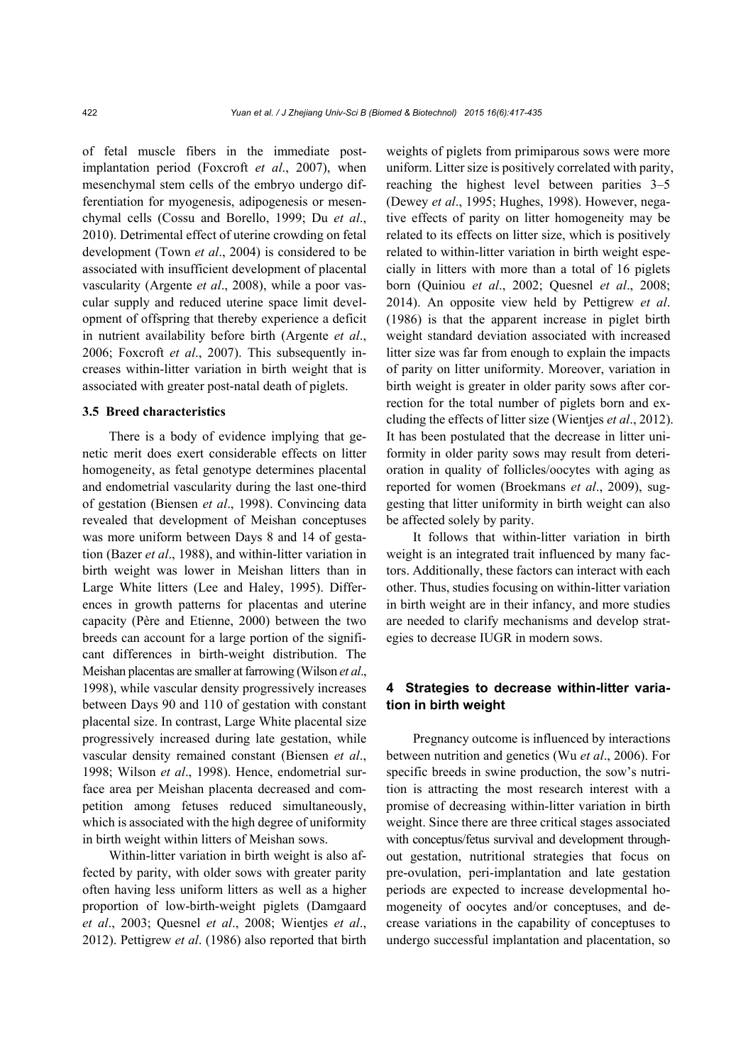of fetal muscle fibers in the immediate post-implantation period (Foxcroft *et al*., 2007), when mesenchymal stem cells of the embryo undergo differentiation for myogenesis, adipogenesis or mesenchymal cells (Cossu and Borello, 1999; Du *et al*., 2010). Detrimental effect of uterine crowding on fetal development (Town *et al*., 2004) is considered to be associated with insufficient development of placental vascularity (Argente *et al*., 2008), while a poor vascular supply and reduced uterine space limit development of offspring that thereby experience a deficit in nutrient availability before birth (Argente *et al*., 2006; Foxcroft *et al*., 2007). This subsequently increases within-litter variation in birth weight that is associated with greater post-natal death of piglets.

### 3.5 Breed characteristics

There is a body of evidence implying that genetic merit does exert considerable effects on litter homogeneity, as fetal genotype determines placental and endometrial vascularity during the last one-third of gestation (Biensen *et al*., 1998). Convincing data revealed that development of Meishan conceptuses was more uniform between Days 8 and 14 of gestation (Bazer *et al*., 1988), and within-litter variation in birth weight was lower in Meishan litters than in Large White litters (Lee and Haley, 1995). Differences in growth patterns for placentas and uterine capacity (Père and Etienne, 2000) between the two breeds can account for a large portion of the significant differences in birth-weight distribution. The Meishan placentas are smaller at farrowing (Wilson *et al*., 1998), while vascular density progressively increases between Days 90 and 110 of gestation with constant placental size. In contrast, Large White placental size progressively increased during late gestation, while vascular density remained constant (Biensen *et al*., 1998; Wilson *et al*., 1998). Hence, endometrial surface area per Meishan placenta decreased and competition among fetuses reduced simultaneously, which is associated with the high degree of uniformity in birth weight within litters of Meishan sows.

Within-litter variation in birth weight is also affected by parity, with older sows with greater parity often having less uniform litters as well as a higher proportion of low-birth-weight piglets (Damgaard *et al*., 2003; Quesnel *et al*., 2008; Wientjes *et al*., 2012). Pettigrew *et al*. (1986) also reported that birth weights of piglets from primiparous sows were more uniform. Litter size is positively correlated with parity, reaching the highest level between parities 3–5 (Dewey *et al*., 1995; Hughes, 1998). However, negative effects of parity on litter homogeneity may be related to its effects on litter size, which is positively related to within-litter variation in birth weight especially in litters with more than a total of 16 piglets born (Quiniou *et al*., 2002; Quesnel *et al*., 2008; 2014). An opposite view held by Pettigrew *et al*. (1986) is that the apparent increase in piglet birth weight standard deviation associated with increased litter size was far from enough to explain the impacts of parity on litter uniformity. Moreover, variation in birth weight is greater in older parity sows after correction for the total number of piglets born and excluding the effects of litter size (Wientjes *et al*., 2012). It has been postulated that the decrease in litter uniformity in older parity sows may result from deterioration in quality of follicles/oocytes with aging as reported for women (Broekmans *et al*., 2009), suggesting that litter uniformity in birth weight can also be affected solely by parity.

It follows that within-litter variation in birth weight is an integrated trait influenced by many factors. Additionally, these factors can interact with each other. Thus, studies focusing on within-litter variation in birth weight are in their infancy, and more studies are needed to clarify mechanisms and develop strategies to decrease IUGR in modern sows.

## 4 Strategies to decrease within-litter variation in birth weight

Pregnancy outcome is influenced by interactions between nutrition and genetics (Wu *et al*., 2006). For specific breeds in swine production, the sow's nutrition is attracting the most research interest with a promise of decreasing within-litter variation in birth weight. Since there are three critical stages associated with conceptus/fetus survival and development throughout gestation, nutritional strategies that focus on pre-ovulation, peri-implantation and late gestation periods are expected to increase developmental homogeneity of oocytes and/or conceptuses, and decrease variations in the capability of conceptuses to undergo successful implantation and placentation, so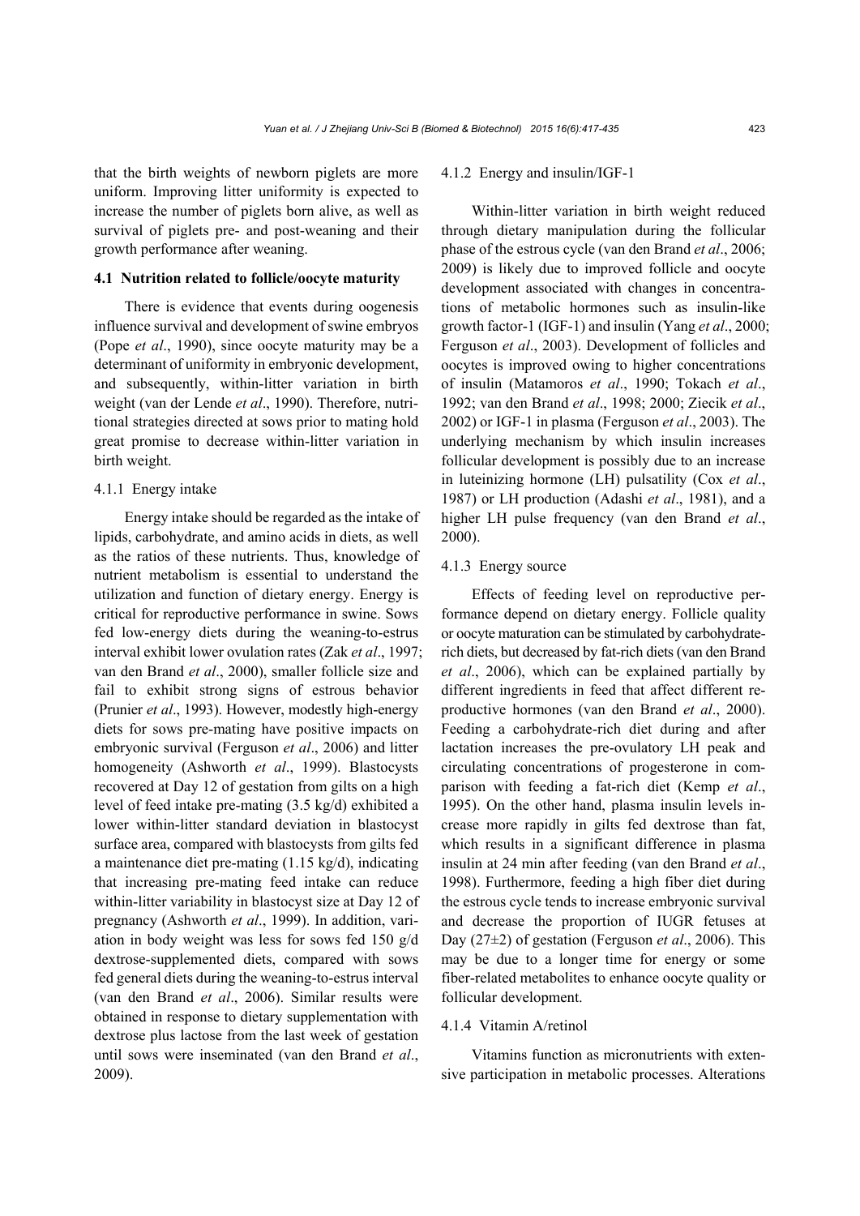that the birth weights of newborn piglets are more uniform. Improving litter uniformity is expected to increase the number of piglets born alive, as well as survival of piglets pre- and post-weaning and their growth performance after weaning.

### 4.1 Nutrition related to follicle/oocyte maturity

There is evidence that events during oogenesis influence survival and development of swine embryos (Pope *et al*., 1990), since oocyte maturity may be a determinant of uniformity in embryonic development, and subsequently, within-litter variation in birth weight (van der Lende *et al*., 1990). Therefore, nutritional strategies directed at sows prior to mating hold great promise to decrease within-litter variation in birth weight.

#### 4.1.1 Energy intake

Energy intake should be regarded as the intake of lipids, carbohydrate, and amino acids in diets, as well as the ratios of these nutrients. Thus, knowledge of nutrient metabolism is essential to understand the utilization and function of dietary energy. Energy is critical for reproductive performance in swine. Sows fed low-energy diets during the weaning-to-estrus interval exhibit lower ovulation rates (Zak *et al*., 1997; van den Brand *et al*., 2000), smaller follicle size and fail to exhibit strong signs of estrous behavior (Prunier *et al*., 1993). However, modestly high-energy diets for sows pre-mating have positive impacts on embryonic survival (Ferguson *et al*., 2006) and litter homogeneity (Ashworth *et al*., 1999). Blastocysts recovered at Day 12 of gestation from gilts on a high level of feed intake pre-mating (3.5 kg/d) exhibited a lower within-litter standard deviation in blastocyst surface area, compared with blastocysts from gilts fed a maintenance diet pre-mating (1.15 kg/d), indicating that increasing pre-mating feed intake can reduce within-litter variability in blastocyst size at Day 12 of pregnancy (Ashworth *et al*., 1999). In addition, variation in body weight was less for sows fed 150 g/d dextrose-supplemented diets, compared with sows fed general diets during the weaning-to-estrus interval (van den Brand *et al*., 2006). Similar results were obtained in response to dietary supplementation with dextrose plus lactose from the last week of gestation until sows were inseminated (van den Brand *et al*., 2009).

#### 4.1.2 Energy and insulin/IGF-1

Within-litter variation in birth weight reduced through dietary manipulation during the follicular phase of the estrous cycle (van den Brand *et al*., 2006; 2009) is likely due to improved follicle and oocyte development associated with changes in concentrations of metabolic hormones such as insulin-like growth factor-1 (IGF-1) and insulin (Yang *et al*., 2000; Ferguson *et al*., 2003). Development of follicles and oocytes is improved owing to higher concentrations of insulin (Matamoros *et al*., 1990; Tokach *et al*., 1992; van den Brand *et al*., 1998; 2000; Ziecik *et al*., 2002) or IGF-1 in plasma (Ferguson *et al*., 2003). The underlying mechanism by which insulin increases follicular development is possibly due to an increase in luteinizing hormone (LH) pulsatility (Cox *et al*., 1987) or LH production (Adashi *et al*., 1981), and a higher LH pulse frequency (van den Brand *et al*., 2000).

#### 4.1.3 Energy source

Effects of feeding level on reproductive performance depend on dietary energy. Follicle quality or oocyte maturation can be stimulated by carbohydrate-rich diets, but decreased by fat-rich diets (van den Brand *et al*., 2006), which can be explained partially by different ingredients in feed that affect different reproductive hormones (van den Brand *et al*., 2000). Feeding a carbohydrate-rich diet during and after lactation increases the pre-ovulatory LH peak and circulating concentrations of progesterone in comparison with feeding a fat-rich diet (Kemp *et al*., 1995). On the other hand, plasma insulin levels increase more rapidly in gilts fed dextrose than fat, which results in a significant difference in plasma insulin at 24 min after feeding (van den Brand *et al*., 1998). Furthermore, feeding a high fiber diet during the estrous cycle tends to increase embryonic survival and decrease the proportion of IUGR fetuses at Day (27±2) of gestation (Ferguson *et al*., 2006). This may be due to a longer time for energy or some fiber-related metabolites to enhance oocyte quality or follicular development.

#### 4.1.4 Vitamin A/retinol

Vitamins function as micronutrients with extensive participation in metabolic processes. Alterations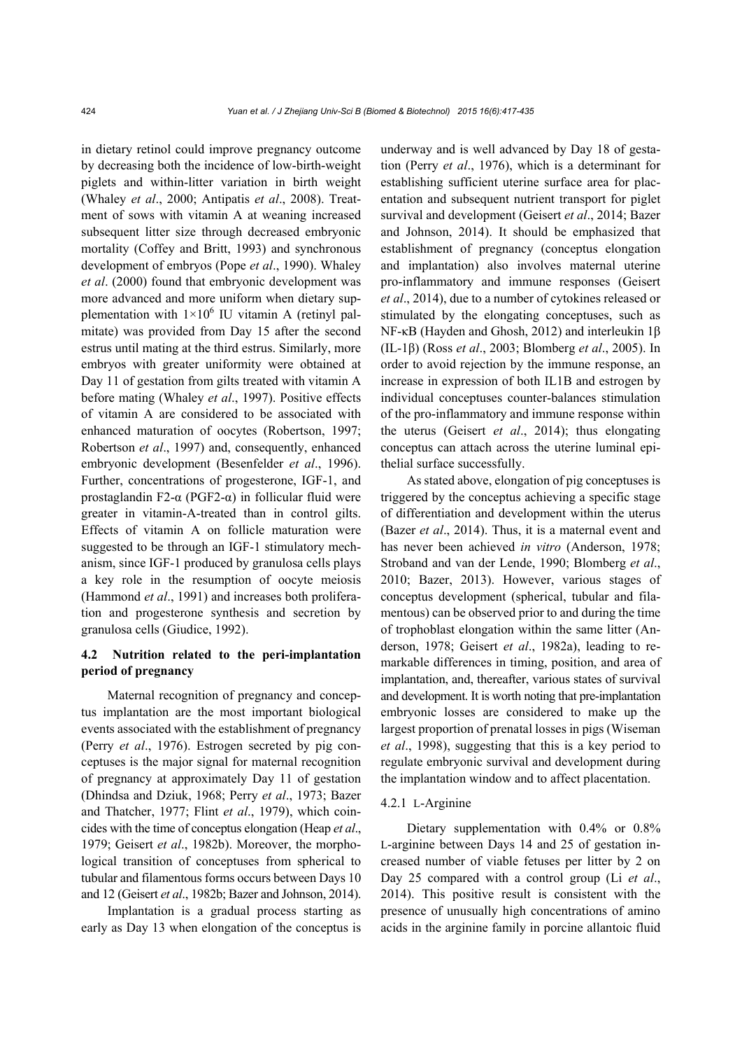in dietary retinol could improve pregnancy outcome by decreasing both the incidence of low-birth-weight piglets and within-litter variation in birth weight (Whaley *et al*., 2000; Antipatis *et al*., 2008). Treatment of sows with vitamin A at weaning increased subsequent litter size through decreased embryonic mortality (Coffey and Britt, 1993) and synchronous development of embryos (Pope *et al*., 1990). Whaley *et al*. (2000) found that embryonic development was more advanced and more uniform when dietary supplementation with $1\times10^6$ IU vitamin A (retinyl palmitate) was provided from Day 15 after the second estrus until mating at the third estrus. Similarly, more embryos with greater uniformity were obtained at Day 11 of gestation from gilts treated with vitamin A before mating (Whaley *et al*., 1997). Positive effects of vitamin A are considered to be associated with enhanced maturation of oocytes (Robertson, 1997; Robertson *et al*., 1997) and, consequently, enhanced embryonic development (Besenfelder *et al*., 1996). Further, concentrations of progesterone, IGF-1, and prostaglandin F2-α (PGF2-α) in follicular fluid were greater in vitamin-A-treated than in control gilts. Effects of vitamin A on follicle maturation were suggested to be through an IGF-1 stimulatory mechanism, since IGF-1 produced by granulosa cells plays a key role in the resumption of oocyte meiosis (Hammond *et al*., 1991) and increases both proliferation and progesterone synthesis and secretion by granulosa cells (Giudice, 1992).

### 4.2 Nutrition related to the peri-implantation period of pregnancy

Maternal recognition of pregnancy and conceptus implantation are the most important biological events associated with the establishment of pregnancy (Perry *et al*., 1976). Estrogen secreted by pig conceptuses is the major signal for maternal recognition of pregnancy at approximately Day 11 of gestation (Dhindsa and Dziuk, 1968; Perry *et al*., 1973; Bazer and Thatcher, 1977; Flint *et al*., 1979), which coincides with the time of conceptus elongation (Heap *et al*., 1979; Geisert *et al*., 1982b). Moreover, the morphological transition of conceptuses from spherical to tubular and filamentous forms occurs between Days 10 and 12 (Geisert *et al*., 1982b; Bazer and Johnson, 2014).

Implantation is a gradual process starting as early as Day 13 when elongation of the conceptus is underway and is well advanced by Day 18 of gestation (Perry *et al*., 1976), which is a determinant for establishing sufficient uterine surface area for placentation and subsequent nutrient transport for piglet survival and development (Geisert *et al*., 2014; Bazer and Johnson, 2014). It should be emphasized that establishment of pregnancy (conceptus elongation and implantation) also involves maternal uterine pro-inflammatory and immune responses (Geisert *et al*., 2014), due to a number of cytokines released or stimulated by the elongating conceptuses, such as NF-κB (Hayden and Ghosh, 2012) and interleukin 1β (IL-1β) (Ross *et al*., 2003; Blomberg *et al*., 2005). In order to avoid rejection by the immune response, an increase in expression of both IL1B and estrogen by individual conceptuses counter-balances stimulation of the pro-inflammatory and immune response within the uterus (Geisert *et al*., 2014); thus elongating conceptus can attach across the uterine luminal epithelial surface successfully.

As stated above, elongation of pig conceptuses is triggered by the conceptus achieving a specific stage of differentiation and development within the uterus (Bazer *et al*., 2014). Thus, it is a maternal event and has never been achieved *in vitro* (Anderson, 1978; Stroband and van der Lende, 1990; Blomberg *et al*., 2010; Bazer, 2013). However, various stages of conceptus development (spherical, tubular and filamentous) can be observed prior to and during the time of trophoblast elongation within the same litter (Anderson, 1978; Geisert *et al*., 1982a), leading to remarkable differences in timing, position, and area of implantation, and, thereafter, various states of survival and development. It is worth noting that pre-implantation embryonic losses are considered to make up the largest proportion of prenatal losses in pigs (Wiseman *et al*., 1998), suggesting that this is a key period to regulate embryonic survival and development during the implantation window and to affect placentation.

#### 4.2.1 L-Arginine

Dietary supplementation with 0.4% or 0.8% L-arginine between Days 14 and 25 of gestation increased number of viable fetuses per litter by 2 on Day 25 compared with a control group (Li *et al*., 2014). This positive result is consistent with the presence of unusually high concentrations of amino acids in the arginine family in porcine allantoic fluid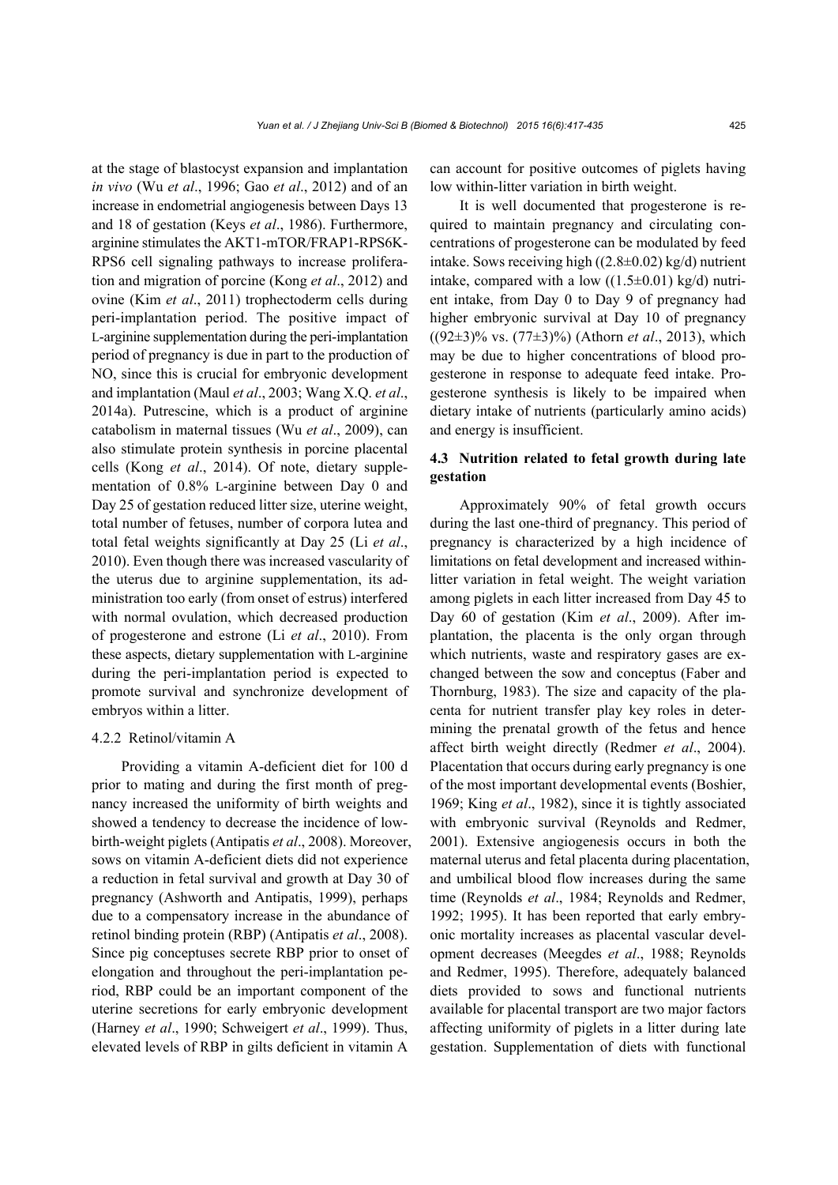at the stage of blastocyst expansion and implantation *in vivo* (Wu *et al*., 1996; Gao *et al*., 2012) and of an increase in endometrial angiogenesis between Days 13 and 18 of gestation (Keys *et al*., 1986). Furthermore, arginine stimulates the AKT1-mTOR/FRAP1-RPS6K-RPS6 cell signaling pathways to increase proliferation and migration of porcine (Kong *et al*., 2012) and ovine (Kim *et al*., 2011) trophectoderm cells during peri-implantation period. The positive impact of L-arginine supplementation during the peri-implantation period of pregnancy is due in part to the production of NO, since this is crucial for embryonic development and implantation (Maul *et al*., 2003; Wang X.Q. *et al*., 2014a). Putrescine, which is a product of arginine catabolism in maternal tissues (Wu *et al*., 2009), can also stimulate protein synthesis in porcine placental cells (Kong *et al*., 2014). Of note, dietary supplementation of 0.8% L-arginine between Day 0 and Day 25 of gestation reduced litter size, uterine weight, total number of fetuses, number of corpora lutea and total fetal weights significantly at Day 25 (Li *et al*., 2010). Even though there was increased vascularity of the uterus due to arginine supplementation, its administration too early (from onset of estrus) interfered with normal ovulation, which decreased production of progesterone and estrone (Li *et al*., 2010). From these aspects, dietary supplementation with L-arginine during the peri-implantation period is expected to promote survival and synchronize development of embryos within a litter.

#### 4.2.2 Retinol/vitamin A

Providing a vitamin A-deficient diet for 100 d prior to mating and during the first month of pregnancy increased the uniformity of birth weights and showed a tendency to decrease the incidence of low-birth-weight piglets (Antipatis *et al*., 2008). Moreover, sows on vitamin A-deficient diets did not experience a reduction in fetal survival and growth at Day 30 of pregnancy (Ashworth and Antipatis, 1999), perhaps due to a compensatory increase in the abundance of retinol binding protein (RBP) (Antipatis *et al*., 2008). Since pig conceptuses secrete RBP prior to onset of elongation and throughout the peri-implantation period, RBP could be an important component of the uterine secretions for early embryonic development (Harney *et al*., 1990; Schweigert *et al*., 1999). Thus, elevated levels of RBP in gilts deficient in vitamin A can account for positive outcomes of piglets having low within-litter variation in birth weight.

It is well documented that progesterone is required to maintain pregnancy and circulating concentrations of progesterone can be modulated by feed intake. Sows receiving high ((2.8±0.02) kg/d) nutrient intake, compared with a low ((1.5±0.01) kg/d) nutrient intake, from Day 0 to Day 9 of pregnancy had higher embryonic survival at Day 10 of pregnancy ((92±3)% vs. (77±3)%) (Athorn *et al*., 2013), which may be due to higher concentrations of blood progesterone in response to adequate feed intake. Progesterone synthesis is likely to be impaired when dietary intake of nutrients (particularly amino acids) and energy is insufficient.

### 4.3 Nutrition related to fetal growth during late gestation

Approximately 90% of fetal growth occurs during the last one-third of pregnancy. This period of pregnancy is characterized by a high incidence of limitations on fetal development and increased within-litter variation in fetal weight. The weight variation among piglets in each litter increased from Day 45 to Day 60 of gestation (Kim *et al*., 2009). After implantation, the placenta is the only organ through which nutrients, waste and respiratory gases are exchanged between the sow and conceptus (Faber and Thornburg, 1983). The size and capacity of the placenta for nutrient transfer play key roles in determining the prenatal growth of the fetus and hence affect birth weight directly (Redmer *et al*., 2004). Placentation that occurs during early pregnancy is one of the most important developmental events (Boshier, 1969; King *et al*., 1982), since it is tightly associated with embryonic survival (Reynolds and Redmer, 2001). Extensive angiogenesis occurs in both the maternal uterus and fetal placenta during placentation, and umbilical blood flow increases during the same time (Reynolds *et al*., 1984; Reynolds and Redmer, 1992; 1995). It has been reported that early embryonic mortality increases as placental vascular development decreases (Meegdes *et al*., 1988; Reynolds and Redmer, 1995). Therefore, adequately balanced diets provided to sows and functional nutrients available for placental transport are two major factors affecting uniformity of piglets in a litter during late gestation. Supplementation of diets with functional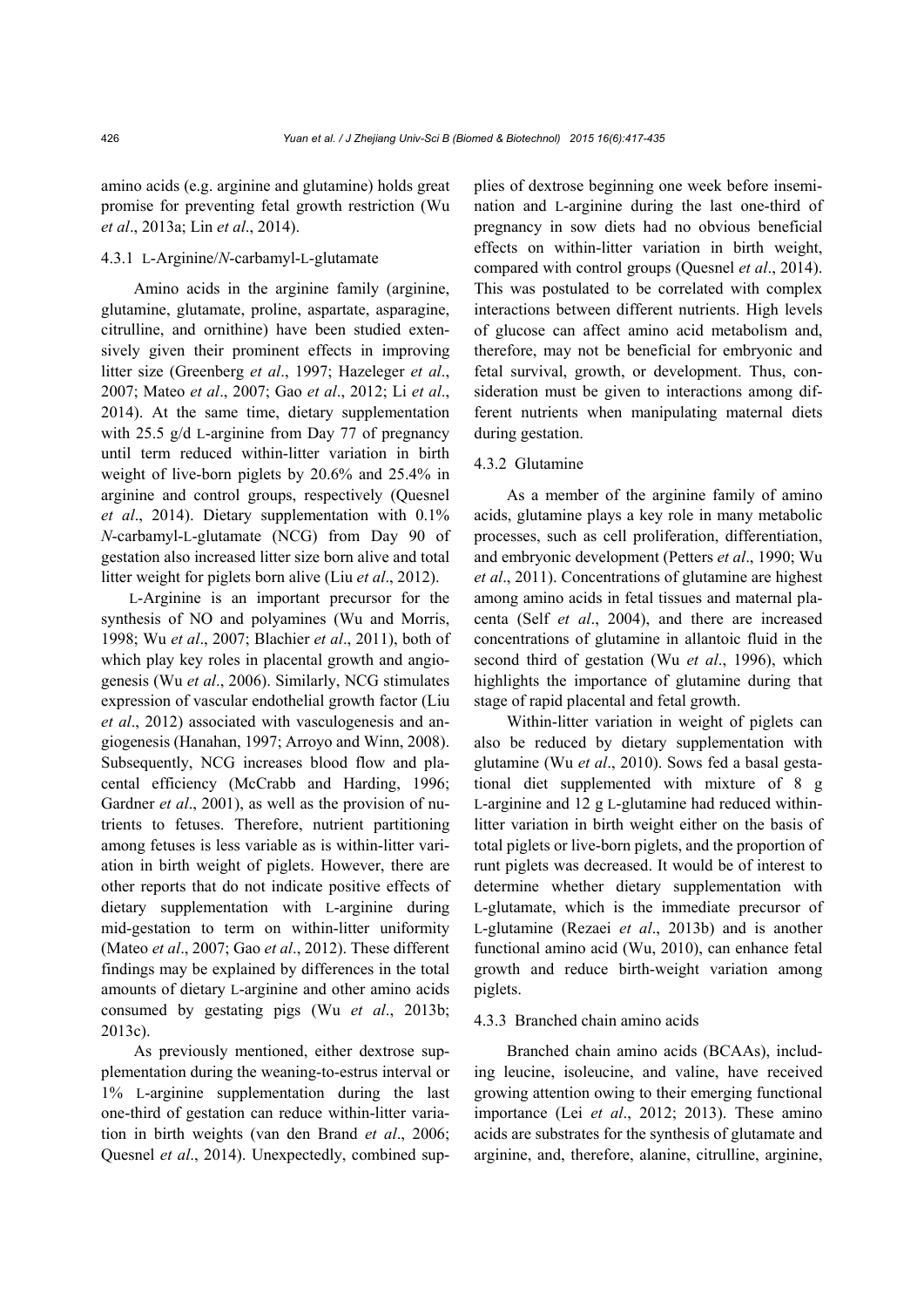amino acids (e.g. arginine and glutamine) holds great promise for preventing fetal growth restriction (Wu *et al*., 2013a; Lin *et al*., 2014).

#### 4.3.1 L-Arginine/*N*-carbamyl-L-glutamate

Amino acids in the arginine family (arginine, glutamine, glutamate, proline, aspartate, asparagine, citrulline, and ornithine) have been studied extensively given their prominent effects in improving litter size (Greenberg *et al*., 1997; Hazeleger *et al*., 2007; Mateo *et al*., 2007; Gao *et al*., 2012; Li *et al*., 2014). At the same time, dietary supplementation with 25.5 g/d L-arginine from Day 77 of pregnancy until term reduced within-litter variation in birth weight of live-born piglets by 20.6% and 25.4% in arginine and control groups, respectively (Quesnel *et al*., 2014). Dietary supplementation with 0.1% *N*-carbamyl-L-glutamate (NCG) from Day 90 of gestation also increased litter size born alive and total litter weight for piglets born alive (Liu *et al*., 2012).

L-Arginine is an important precursor for the synthesis of NO and polyamines (Wu and Morris, 1998; Wu *et al*., 2007; Blachier *et al*., 2011), both of which play key roles in placental growth and angiogenesis (Wu *et al*., 2006). Similarly, NCG stimulates expression of vascular endothelial growth factor (Liu *et al*., 2012) associated with vasculogenesis and angiogenesis (Hanahan, 1997; Arroyo and Winn, 2008). Subsequently, NCG increases blood flow and placental efficiency (McCrabb and Harding, 1996; Gardner *et al*., 2001), as well as the provision of nutrients to fetuses. Therefore, nutrient partitioning among fetuses is less variable as is within-litter variation in birth weight of piglets. However, there are other reports that do not indicate positive effects of dietary supplementation with L-arginine during mid-gestation to term on within-litter uniformity (Mateo *et al*., 2007; Gao *et al*., 2012). These different findings may be explained by differences in the total amounts of dietary L-arginine and other amino acids consumed by gestating pigs (Wu *et al*., 2013b; 2013c).

As previously mentioned, either dextrose supplementation during the weaning-to-estrus interval or 1% L-arginine supplementation during the last one-third of gestation can reduce within-litter variation in birth weights (van den Brand *et al*., 2006; Quesnel *et al*., 2014). Unexpectedly, combined supplies of dextrose beginning one week before insemination and L-arginine during the last one-third of pregnancy in sow diets had no obvious beneficial effects on within-litter variation in birth weight, compared with control groups (Quesnel *et al*., 2014). This was postulated to be correlated with complex interactions between different nutrients. High levels of glucose can affect amino acid metabolism and, therefore, may not be beneficial for embryonic and fetal survival, growth, or development. Thus, consideration must be given to interactions among different nutrients when manipulating maternal diets during gestation.

#### 4.3.2 Glutamine

As a member of the arginine family of amino acids, glutamine plays a key role in many metabolic processes, such as cell proliferation, differentiation, and embryonic development (Petters *et al*., 1990; Wu *et al*., 2011). Concentrations of glutamine are highest among amino acids in fetal tissues and maternal placenta (Self *et al*., 2004), and there are increased concentrations of glutamine in allantoic fluid in the second third of gestation (Wu *et al*., 1996), which highlights the importance of glutamine during that stage of rapid placental and fetal growth.

Within-litter variation in weight of piglets can also be reduced by dietary supplementation with glutamine (Wu *et al*., 2010). Sows fed a basal gestational diet supplemented with mixture of 8 g L-arginine and 12 g L-glutamine had reduced within-litter variation in birth weight either on the basis of total piglets or live-born piglets, and the proportion of runt piglets was decreased. It would be of interest to determine whether dietary supplementation with L-glutamate, which is the immediate precursor of L-glutamine (Rezaei *et al*., 2013b) and is another functional amino acid (Wu, 2010), can enhance fetal growth and reduce birth-weight variation among piglets.

#### 4.3.3 Branched chain amino acids

Branched chain amino acids (BCAAs), including leucine, isoleucine, and valine, have received growing attention owing to their emerging functional importance (Lei *et al*., 2012; 2013). These amino acids are substrates for the synthesis of glutamate and arginine, and, therefore, alanine, citrulline, arginine,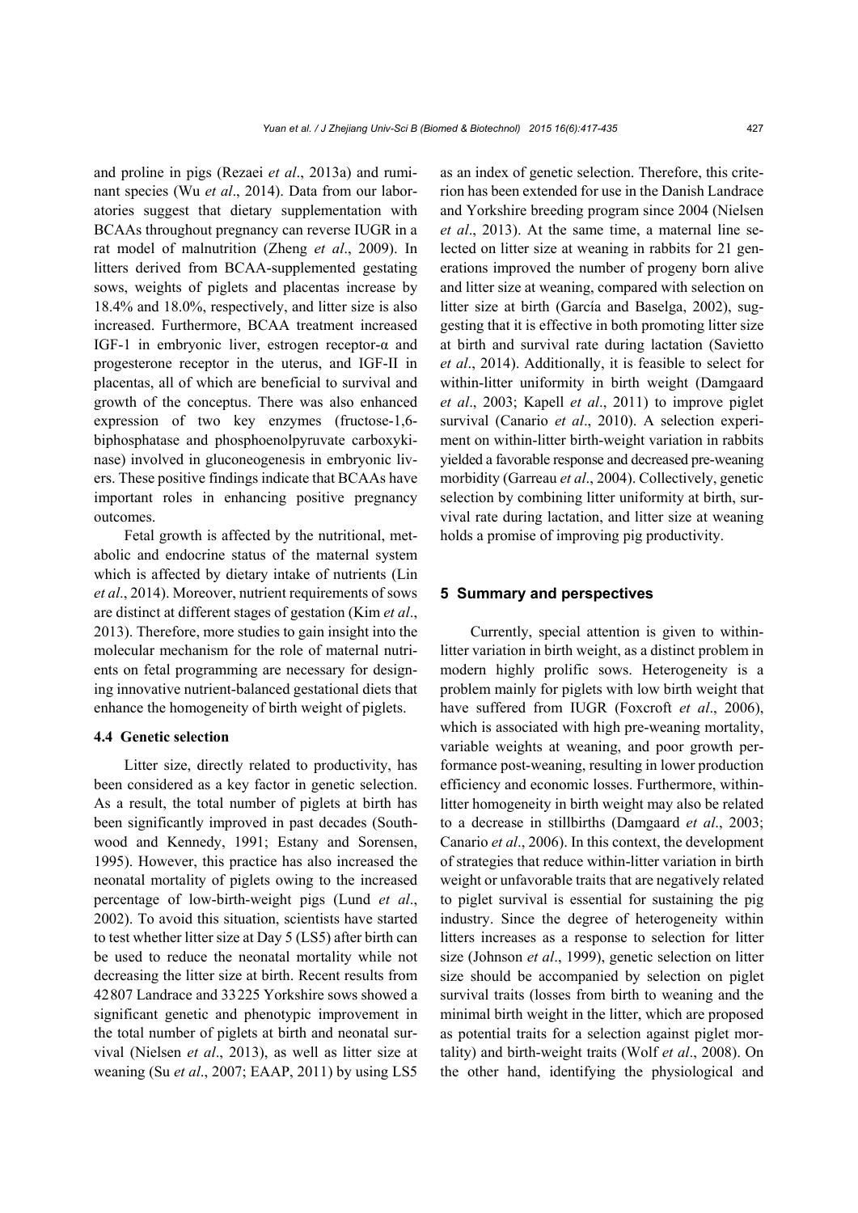and proline in pigs (Rezaei *et al*., 2013a) and ruminant species (Wu *et al*., 2014). Data from our laboratories suggest that dietary supplementation with BCAAs throughout pregnancy can reverse IUGR in a rat model of malnutrition (Zheng *et al*., 2009). In litters derived from BCAA-supplemented gestating sows, weights of piglets and placentas increase by 18.4% and 18.0%, respectively, and litter size is also increased. Furthermore, BCAA treatment increased IGF-1 in embryonic liver, estrogen receptor-α and progesterone receptor in the uterus, and IGF-II in placentas, all of which are beneficial to survival and growth of the conceptus. There was also enhanced expression of two key enzymes (fructose-1,6-biphosphatase and phosphoenolpyruvate carboxykinase) involved in gluconeogenesis in embryonic livers. These positive findings indicate that BCAAs have important roles in enhancing positive pregnancy outcomes.

Fetal growth is affected by the nutritional, metabolic and endocrine status of the maternal system which is affected by dietary intake of nutrients (Lin *et al*., 2014). Moreover, nutrient requirements of sows are distinct at different stages of gestation (Kim *et al*., 2013). Therefore, more studies to gain insight into the molecular mechanism for the role of maternal nutrients on fetal programming are necessary for designing innovative nutrient-balanced gestational diets that enhance the homogeneity of birth weight of piglets.

### 4.4 Genetic selection

Litter size, directly related to productivity, has been considered as a key factor in genetic selection. As a result, the total number of piglets at birth has been significantly improved in past decades (Southwood and Kennedy, 1991; Estany and Sorensen, 1995). However, this practice has also increased the neonatal mortality of piglets owing to the increased percentage of low-birth-weight pigs (Lund *et al*., 2002). To avoid this situation, scientists have started to test whether litter size at Day 5 (LS5) after birth can be used to reduce the neonatal mortality while not decreasing the litter size at birth. Recent results from 42807 Landrace and 33225 Yorkshire sows showed a significant genetic and phenotypic improvement in the total number of piglets at birth and neonatal survival (Nielsen *et al*., 2013), as well as litter size at weaning (Su *et al*., 2007; EAAP, 2011) by using LS5 as an index of genetic selection. Therefore, this criterion has been extended for use in the Danish Landrace and Yorkshire breeding program since 2004 (Nielsen *et al*., 2013). At the same time, a maternal line selected on litter size at weaning in rabbits for 21 generations improved the number of progeny born alive and litter size at weaning, compared with selection on litter size at birth (García and Baselga, 2002), suggesting that it is effective in both promoting litter size at birth and survival rate during lactation (Savietto *et al*., 2014). Additionally, it is feasible to select for within-litter uniformity in birth weight (Damgaard *et al*., 2003; Kapell *et al*., 2011) to improve piglet survival (Canario *et al*., 2010). A selection experiment on within-litter birth-weight variation in rabbits yielded a favorable response and decreased pre-weaning morbidity (Garreau *et al*., 2004). Collectively, genetic selection by combining litter uniformity at birth, survival rate during lactation, and litter size at weaning holds a promise of improving pig productivity.

## 5 Summary and perspectives

Currently, special attention is given to within-litter variation in birth weight, as a distinct problem in modern highly prolific sows. Heterogeneity is a problem mainly for piglets with low birth weight that have suffered from IUGR (Foxcroft *et al*., 2006), which is associated with high pre-weaning mortality, variable weights at weaning, and poor growth performance post-weaning, resulting in lower production efficiency and economic losses. Furthermore, within-litter homogeneity in birth weight may also be related to a decrease in stillbirths (Damgaard *et al*., 2003; Canario *et al*., 2006). In this context, the development of strategies that reduce within-litter variation in birth weight or unfavorable traits that are negatively related to piglet survival is essential for sustaining the pig industry. Since the degree of heterogeneity within litters increases as a response to selection for litter size (Johnson *et al*., 1999), genetic selection on litter size should be accompanied by selection on piglet survival traits (losses from birth to weaning and the minimal birth weight in the litter, which are proposed as potential traits for a selection against piglet mortality) and birth-weight traits (Wolf *et al*., 2008). On the other hand, identifying the physiological and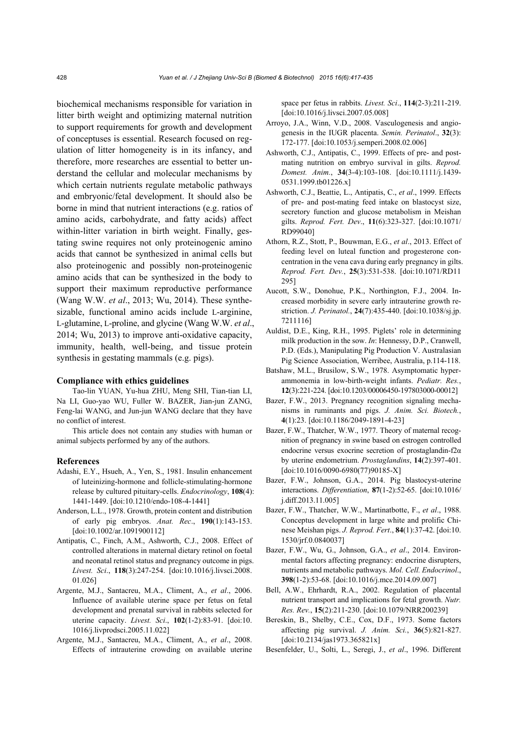biochemical mechanisms responsible for variation in litter birth weight and optimizing maternal nutrition to support requirements for growth and development of conceptuses is essential. Research focused on regulation of litter homogeneity is in its infancy, and therefore, more researches are essential to better understand the cellular and molecular mechanisms by which certain nutrients regulate metabolic pathways and embryonic/fetal development. It should also be borne in mind that nutrient interactions (e.g. ratios of amino acids, carbohydrate, and fatty acids) affect within-litter variation in birth weight. Finally, gestating swine requires not only proteinogenic amino acids that cannot be synthesized in animal cells but also proteinogenic and possibly non-proteinogenic amino acids that can be synthesized in the body to support their maximum reproductive performance (Wang W.W. *et al*., 2013; Wu, 2014). These synthesizable, functional amino acids include L-arginine, L-glutamine, L-proline, and glycine (Wang W.W. *et al*., 2014; Wu, 2013) to improve anti-oxidative capacity, immunity, health, well-being, and tissue protein synthesis in gestating mammals (e.g. pigs).

#### Compliance with ethics guidelines

Tao-lin YUAN, Yu-hua ZHU, Meng SHI, Tian-tian LI, Na LI, Guo-yao WU, Fuller W. BAZER, Jian-jun ZANG, Feng-lai WANG, and Jun-jun WANG declare that they have no conflict of interest.

This article does not contain any studies with human or animal subjects performed by any of the authors.

#### References

Adashi, E.Y., Hsueh, A., Yen, S., 1981. Insulin enhancement of luteinizing-hormone and follicle-stimulating-hormone release by cultured pituitary-cells. *Endocrinology*, **108**(4): 1441-1449. [doi:10.1210/endo-108-4-1441]

Anderson, L.L., 1978. Growth, protein content and distribution of early pig embryos. *Anat. Rec*., **190**(1):143-153. [doi:10.1002/ar.1091900112]

Antipatis, C., Finch, A.M., Ashworth, C.J., 2008. Effect of controlled alterations in maternal dietary retinol on foetal and neonatal retinol status and pregnancy outcome in pigs. *Livest. Sci*., **118**(3):247-254. [doi:10.1016/j.livsci.2008.01.026]

Argente, M.J., Santacreu, M.A., Climent, A., *et al*., 2006. Influence of available uterine space per fetus on fetal development and prenatal survival in rabbits selected for uterine capacity. *Livest. Sci*., **102**(1-2):83-91. [doi:10.1016/j.livprodsci.2005.11.022]

Argente, M.J., Santacreu, M.A., Climent, A., *et al*., 2008. Effects of intrauterine crowding on available uterine space per fetus in rabbits. *Livest. Sci*., **114**(2-3):211-219. [doi:10.1016/j.livsci.2007.05.008]

Arroyo, J.A., Winn, V.D., 2008. Vasculogenesis and angiogenesis in the IUGR placenta. *Semin. Perinatol*., **32**(3): 172-177. [doi:10.1053/j.semperi.2008.02.006]

Ashworth, C.J., Antipatis, C., 1999. Effects of pre- and post-mating nutrition on embryo survival in gilts. *Reprod. Domest. Anim*., **34**(3-4):103-108. [doi:10.1111/j.1439-0531.1999.tb01226.x]

Ashworth, C.J., Beattie, L., Antipatis, C., *et al*., 1999. Effects of pre- and post-mating feed intake on blastocyst size, secretory function and glucose metabolism in Meishan gilts. *Reprod. Fert. Dev*., **11**(6):323-327. [doi:10.1071/RD99040]

Athorn, R.Z., Stott, P., Bouwman, E.G., *et al*., 2013. Effect of feeding level on luteal function and progesterone concentration in the vena cava during early pregnancy in gilts. *Reprod. Fert. Dev.*, **25**(3):531-538. [doi:10.1071/RD11295]

Aucott, S.W., Donohue, P.K., Northington, F.J., 2004. Increased morbidity in severe early intrauterine growth restriction. *J. Perinatol.*, **24**(7):435-440. [doi:10.1038/sj.jp.7211116]

Auldist, D.E., King, R.H., 1995. Piglets' role in determining milk production in the sow. *In*: Hennessy, D.P., Cranwell, P.D. (Eds.), Manipulating Pig Production V. Australasian Pig Science Association, Werribee, Australia, p.114-118.

Batshaw, M.L., Brusilow, S.W., 1978. Asymptomatic hyperammonemia in low-birth-weight infants. *Pediatr. Res.*, **12**(3):221-224. [doi:10.1203/00006450-197803000-00012]

Bazer, F.W., 2013. Pregnancy recognition signaling mechanisms in ruminants and pigs. *J. Anim. Sci. Biotech.*, **4**(1):23. [doi:10.1186/2049-1891-4-23]

Bazer, F.W., Thatcher, W.W., 1977. Theory of maternal recognition of pregnancy in swine based on estrogen controlled endocrine versus exocrine secretion of prostaglandin-f2α by uterine endometrium. *Prostaglandins*, **14**(2):397-401. [doi:10.1016/0090-6980(77)90185-X]

Bazer, F.W., Johnson, G.A., 2014. Pig blastocyst-uterine interactions. *Differentiation*, **87**(1-2):52-65. [doi:10.1016/j.diff.2013.11.005]

Bazer, F.W., Thatcher, W.W., Martinatbotte, F., *et al*., 1988. Conceptus development in large white and prolific Chinese Meishan pigs. *J. Reprod. Fert*., **84**(1):37-42. [doi:10.1530/jrf.0.0840037]

Bazer, F.W., Wu, G., Johnson, G.A., *et al*., 2014. Environmental factors affecting pregnancy: endocrine disrupters, nutrients and metabolic pathways. *Mol. Cell. Endocrinol*., **398**(1-2):53-68. [doi:10.1016/j.mce.2014.09.007]

Bell, A.W., Ehrhardt, R.A., 2002. Regulation of placental nutrient transport and implications for fetal growth. *Nutr. Res. Rev.*, **15**(2):211-230. [doi:10.1079/NRR200239]

Bereskin, B., Shelby, C.E., Cox, D.F., 1973. Some factors affecting pig survival. *J. Anim. Sci.*, **36**(5):821-827. [doi:10.2134/jas1973.365821x]

Besenfelder, U., Solti, L., Seregi, J., *et al*., 1996. Different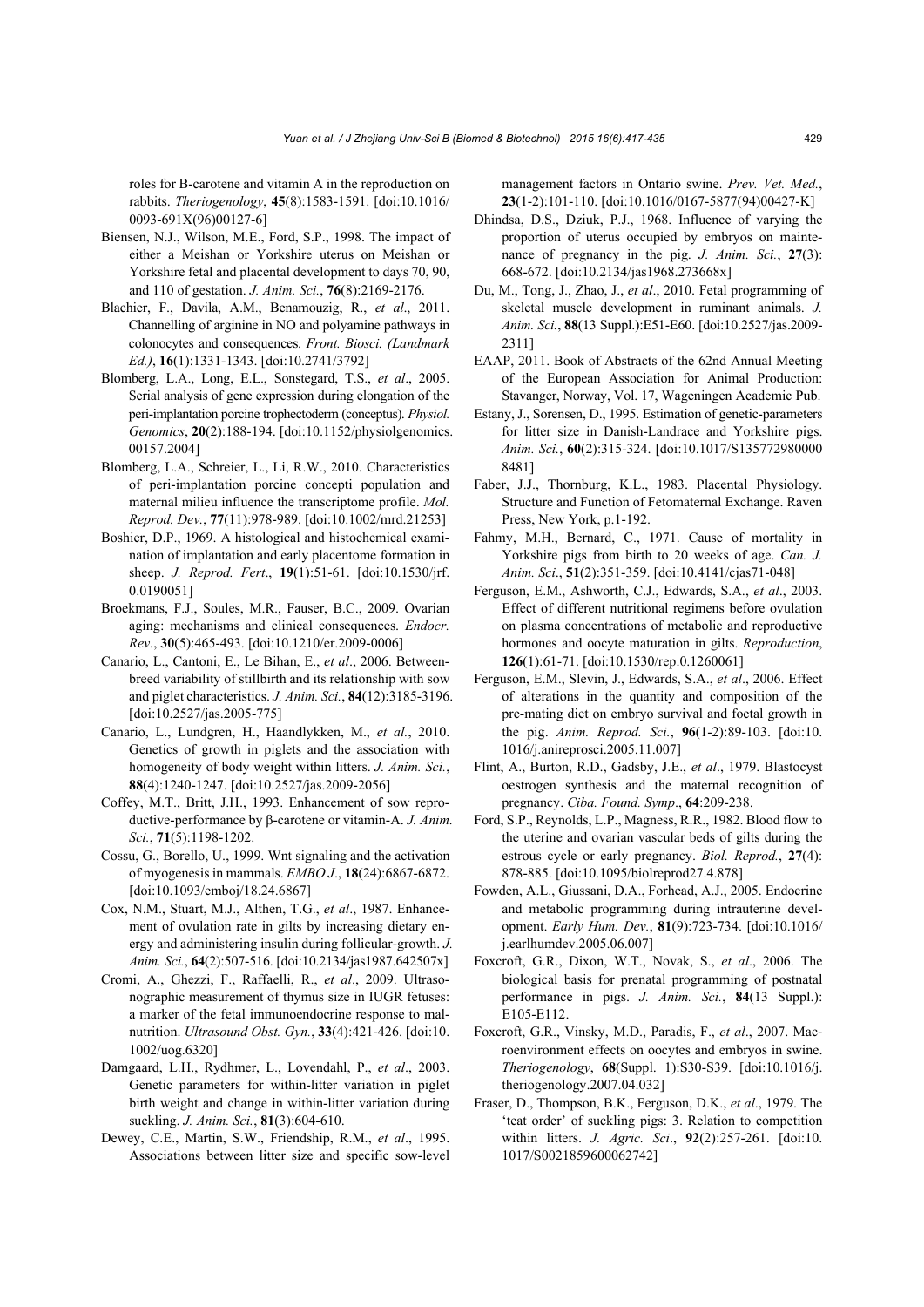roles for B-carotene and vitamin A in the reproduction on rabbits. *Theriogenology*, **45**(8):1583-1591. [doi:10.1016/0093-691X(96)00127-6]

Biensen, N.J., Wilson, M.E., Ford, S.P., 1998. The impact of either a Meishan or Yorkshire uterus on Meishan or Yorkshire fetal and placental development to days 70, 90, and 110 of gestation. *J. Anim. Sci.*, **76**(8):2169-2176.

Blachier, F., Davila, A.M., Benamouzig, R., *et al*., 2011. Channelling of arginine in NO and polyamine pathways in colonocytes and consequences. *Front. Biosci. (Landmark Ed.)*, **16**(1):1331-1343. [doi:10.2741/3792]

Blomberg, L.A., Long, E.L., Sonstegard, T.S., *et al*., 2005. Serial analysis of gene expression during elongation of the peri-implantation porcine trophectoderm (conceptus). *Physiol. Genomics*, **20**(2):188-194. [doi:10.1152/physiolgenomics.00157.2004]

Blomberg, L.A., Schreier, L., Li, R.W., 2010. Characteristics of peri-implantation porcine concepti population and maternal milieu influence the transcriptome profile. *Mol. Reprod. Dev.*, **77**(11):978-989. [doi:10.1002/mrd.21253]

Boshier, D.P., 1969. A histological and histochemical examination of implantation and early placentome formation in sheep. *J. Reprod. Fert*., **19**(1):51-61. [doi:10.1530/jrf.0.0190051]

Broekmans, F.J., Soules, M.R., Fauser, B.C., 2009. Ovarian aging: mechanisms and clinical consequences. *Endocr. Rev.*, **30**(5):465-493. [doi:10.1210/er.2009-0006]

Canario, L., Cantoni, E., Le Bihan, E., *et al*., 2006. Between-breed variability of stillbirth and its relationship with sow and piglet characteristics. *J. Anim. Sci.*, **84**(12):3185-3196. [doi:10.2527/jas.2005-775]

Canario, L., Lundgren, H., Haandlykken, M., *et al.*, 2010. Genetics of growth in piglets and the association with homogeneity of body weight within litters. *J. Anim. Sci.*, **88**(4):1240-1247. [doi:10.2527/jas.2009-2056]

Coffey, M.T., Britt, J.H., 1993. Enhancement of sow reproductive-performance by β-carotene or vitamin-A. *J. Anim. Sci.*, **71**(5):1198-1202.

Cossu, G., Borello, U., 1999. Wnt signaling and the activation of myogenesis in mammals. *EMBO J*., **18**(24):6867-6872. [doi:10.1093/emboj/18.24.6867]

Cox, N.M., Stuart, M.J., Althen, T.G., *et al*., 1987. Enhancement of ovulation rate in gilts by increasing dietary energy and administering insulin during follicular-growth. *J. Anim. Sci.*, **64**(2):507-516. [doi:10.2134/jas1987.642507x]

Cromi, A., Ghezzi, F., Raffaelli, R., *et al*., 2009. Ultrasonographic measurement of thymus size in IUGR fetuses: a marker of the fetal immunoendocrine response to malnutrition. *Ultrasound Obst. Gyn.*, **33**(4):421-426. [doi:10.1002/uog.6320]

Damgaard, L.H., Rydhmer, L., Lovendahl, P., *et al*., 2003. Genetic parameters for within-litter variation in piglet birth weight and change in within-litter variation during suckling. *J. Anim. Sci.*, **81**(3):604-610.

Dewey, C.E., Martin, S.W., Friendship, R.M., *et al*., 1995. Associations between litter size and specific sow-level management factors in Ontario swine. *Prev. Vet. Med.*, **23**(1-2):101-110. [doi:10.1016/0167-5877(94)00427-K]

Dhindsa, D.S., Dziuk, P.J., 1968. Influence of varying the proportion of uterus occupied by embryos on maintenance of pregnancy in the pig. *J. Anim. Sci.*, **27**(3):668-672. [doi:10.2134/jas1968.273668x]

Du, M., Tong, J., Zhao, J., *et al*., 2010. Fetal programming of skeletal muscle development in ruminant animals. *J. Anim. Sci.*, **88**(13 Suppl.):E51-E60. [doi:10.2527/jas.2009-2311]

EAAP, 2011. Book of Abstracts of the 62nd Annual Meeting of the European Association for Animal Production: Stavanger, Norway, Vol. 17, Wageningen Academic Pub.

Estany, J., Sorensen, D., 1995. Estimation of genetic-parameters for litter size in Danish-Landrace and Yorkshire pigs. *Anim. Sci.*, **60**(2):315-324. [doi:10.1017/S1357729800008481]

Faber, J.J., Thornburg, K.L., 1983. Placental Physiology. Structure and Function of Fetomaternal Exchange. Raven Press, New York, p.1-192.

Fahmy, M.H., Bernard, C., 1971. Cause of mortality in Yorkshire pigs from birth to 20 weeks of age. *Can. J. Anim. Sci*., **51**(2):351-359. [doi:10.4141/cjas71-048]

Ferguson, E.M., Ashworth, C.J., Edwards, S.A., *et al*., 2003. Effect of different nutritional regimens before ovulation on plasma concentrations of metabolic and reproductive hormones and oocyte maturation in gilts. *Reproduction*, **126**(1):61-71. [doi:10.1530/rep.0.1260061]

Ferguson, E.M., Slevin, J., Edwards, S.A., *et al*., 2006. Effect of alterations in the quantity and composition of the pre-mating diet on embryo survival and foetal growth in the pig. *Anim. Reprod. Sci.*, **96**(1-2):89-103. [doi:10.1016/j.anireprosci.2005.11.007]

Flint, A., Burton, R.D., Gadsby, J.E., *et al*., 1979. Blastocyst oestrogen synthesis and the maternal recognition of pregnancy. *Ciba. Found. Symp*., **64**:209-238.

Ford, S.P., Reynolds, L.P., Magness, R.R., 1982. Blood flow to the uterine and ovarian vascular beds of gilts during the estrous cycle or early pregnancy. *Biol. Reprod.*, **27**(4):878-885. [doi:10.1095/biolreprod27.4.878]

Fowden, A.L., Giussani, D.A., Forhead, A.J., 2005. Endocrine and metabolic programming during intrauterine development. *Early Hum. Dev.*, **81**(9):723-734. [doi:10.1016/j.earlhumdev.2005.06.007]

Foxcroft, G.R., Dixon, W.T., Novak, S., *et al*., 2006. The biological basis for prenatal programming of postnatal performance in pigs. *J. Anim. Sci.*, **84**(13 Suppl.):E105-E112.

Foxcroft, G.R., Vinsky, M.D., Paradis, F., *et al*., 2007. Macroenvironment effects on oocytes and embryos in swine. *Theriogenology*, **68**(Suppl. 1):S30-S39. [doi:10.1016/j.theriogenology.2007.04.032]

Fraser, D., Thompson, B.K., Ferguson, D.K., *et al*., 1979. The 'teat order' of suckling pigs: 3. Relation to competition within litters. *J. Agric. Sci*., **92**(2):257-261. [doi:10.1017/S0021859600062742]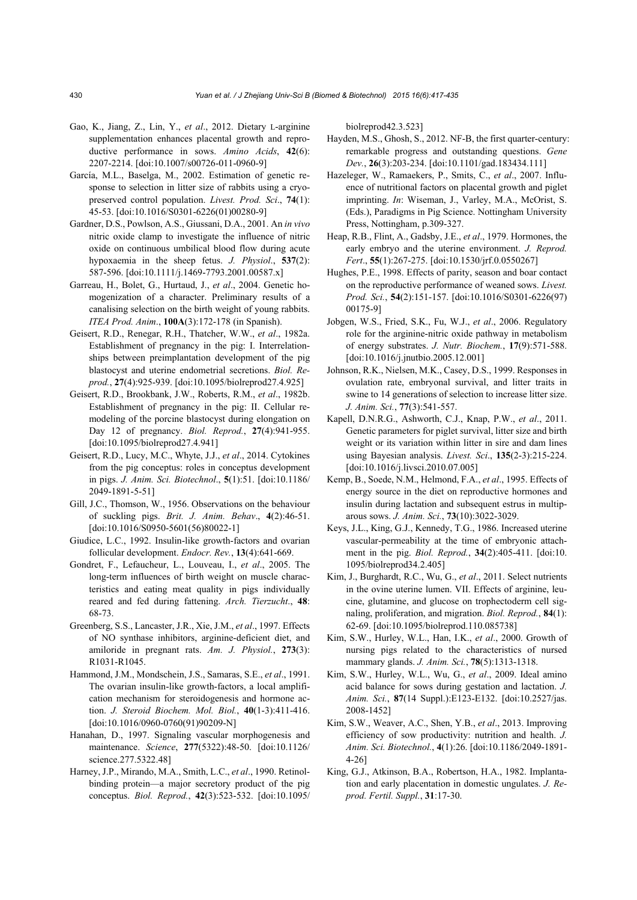Gao, K., Jiang, Z., Lin, Y., *et al*., 2012. Dietary L-arginine supplementation enhances placental growth and reproductive performance in sows. *Amino Acids*, **42**(6): 2207-2214. [doi:10.1007/s00726-011-0960-9]

García, M.L., Baselga, M., 2002. Estimation of genetic response to selection in litter size of rabbits using a cryopreserved control population. *Livest. Prod. Sci*., **74**(1): 45-53. [doi:10.1016/S0301-6226(01)00280-9]

Gardner, D.S., Powlson, A.S., Giussani, D.A., 2001. An *in vivo* nitric oxide clamp to investigate the influence of nitric oxide on continuous umbilical blood flow during acute hypoxaemia in the sheep fetus. *J. Physiol*., **537**(2): 587-596. [doi:10.1111/j.1469-7793.2001.00587.x]

Garreau, H., Bolet, G., Hurtaud, J., *et al*., 2004. Genetic homogenization of a character. Preliminary results of a canalising selection on the birth weight of young rabbits. *ITEA Prod. Anim*., **100A**(3):172-178 (in Spanish).

Geisert, R.D., Renegar, R.H., Thatcher, W.W., *et al*., 1982a. Establishment of pregnancy in the pig: I. Interrelationships between preimplantation development of the pig blastocyst and uterine endometrial secretions. *Biol. Reprod.*, **27**(4):925-939. [doi:10.1095/biolreprod27.4.925]

Geisert, R.D., Brookbank, J.W., Roberts, R.M., *et al*., 1982b. Establishment of pregnancy in the pig: II. Cellular remodeling of the porcine blastocyst during elongation on Day 12 of pregnancy. *Biol. Reprod.*, **27**(4):941-955. [doi:10.1095/biolreprod27.4.941]

Geisert, R.D., Lucy, M.C., Whyte, J.J., *et al*., 2014. Cytokines from the pig conceptus: roles in conceptus development in pigs. *J. Anim. Sci. Biotechnol*., **5**(1):51. [doi:10.1186/2049-1891-5-51]

Gill, J.C., Thomson, W., 1956. Observations on the behaviour of suckling pigs. *Brit. J. Anim. Behav*., **4**(2):46-51. [doi:10.1016/S0950-5601(56)80022-1]

Giudice, L.C., 1992. Insulin-like growth-factors and ovarian follicular development. *Endocr. Rev.*, **13**(4):641-669.

Gondret, F., Lefaucheur, L., Louveau, I., *et al*., 2005. The long-term influences of birth weight on muscle characteristics and eating meat quality in pigs individually reared and fed during fattening. *Arch. Tierzucht*., **48**: 68-73.

Greenberg, S.S., Lancaster, J.R., Xie, J.M., *et al*., 1997. Effects of NO synthase inhibitors, arginine-deficient diet, and amiloride in pregnant rats. *Am. J. Physiol.*, **273**(3): R1031-R1045.

Hammond, J.M., Mondschein, J.S., Samaras, S.E., *et al*., 1991. The ovarian insulin-like growth-factors, a local amplification mechanism for steroidogenesis and hormone action. *J. Steroid Biochem. Mol. Biol.*, **40**(1-3):411-416. [doi:10.1016/0960-0760(91)90209-N]

Hanahan, D., 1997. Signaling vascular morphogenesis and maintenance. *Science*, **277**(5322):48-50. [doi:10.1126/science.277.5322.48]

Harney, J.P., Mirando, M.A., Smith, L.C., *et al*., 1990. Retinol-binding protein—a major secretory product of the pig conceptus. *Biol. Reprod.*, **42**(3):523-532. [doi:10.1095/biolreprod42.3.523]

Hayden, M.S., Ghosh, S., 2012. NF-B, the first quarter-century: remarkable progress and outstanding questions. *Gene Dev.*, **26**(3):203-234. [doi:10.1101/gad.183434.111]

Hazeleger, W., Ramaekers, P., Smits, C., *et al*., 2007. Influence of nutritional factors on placental growth and piglet imprinting. *In*: Wiseman, J., Varley, M.A., McOrist, S. (Eds.), Paradigms in Pig Science. Nottingham University Press, Nottingham, p.309-327.

Heap, R.B., Flint, A., Gadsby, J.E., *et al*., 1979. Hormones, the early embryo and the uterine environment. *J. Reprod. Fert*., **55**(1):267-275. [doi:10.1530/jrf.0.0550267]

Hughes, P.E., 1998. Effects of parity, season and boar contact on the reproductive performance of weaned sows. *Livest. Prod. Sci.*, **54**(2):151-157. [doi:10.1016/S0301-6226(97)00175-9]

Jobgen, W.S., Fried, S.K., Fu, W.J., *et al*., 2006. Regulatory role for the arginine-nitric oxide pathway in metabolism of energy substrates. *J. Nutr. Biochem.*, **17**(9):571-588. [doi:10.1016/j.jnutbio.2005.12.001]

Johnson, R.K., Nielsen, M.K., Casey, D.S., 1999. Responses in ovulation rate, embryonal survival, and litter traits in swine to 14 generations of selection to increase litter size. *J. Anim. Sci.*, **77**(3):541-557.

Kapell, D.N.R.G., Ashworth, C.J., Knap, P.W., *et al*., 2011. Genetic parameters for piglet survival, litter size and birth weight or its variation within litter in sire and dam lines using Bayesian analysis. *Livest. Sci*., **135**(2-3):215-224. [doi:10.1016/j.livsci.2010.07.005]

Kemp, B., Soede, N.M., Helmond, F.A., *et al*., 1995. Effects of energy source in the diet on reproductive hormones and insulin during lactation and subsequent estrus in multiparous sows. *J. Anim. Sci.*, **73**(10):3022-3029.

Keys, J.L., King, G.J., Kennedy, T.G., 1986. Increased uterine vascular-permeability at the time of embryonic attachment in the pig. *Biol. Reprod.*, **34**(2):405-411. [doi:10.1095/biolreprod34.2.405]

Kim, J., Burghardt, R.C., Wu, G., *et al*., 2011. Select nutrients in the ovine uterine lumen. VII. Effects of arginine, leucine, glutamine, and glucose on trophectoderm cell signaling, proliferation, and migration. *Biol. Reprod.*, **84**(1): 62-69. [doi:10.1095/biolreprod.110.085738]

Kim, S.W., Hurley, W.L., Han, I.K., *et al*., 2000. Growth of nursing pigs related to the characteristics of nursed mammary glands. *J. Anim. Sci.*, **78**(5):1313-1318.

Kim, S.W., Hurley, W.L., Wu, G., *et al*., 2009. Ideal amino acid balance for sows during gestation and lactation. *J. Anim. Sci.*, **87**(14 Suppl.):E123-E132. [doi:10.2527/jas.2008-1452]

Kim, S.W., Weaver, A.C., Shen, Y.B., *et al*., 2013. Improving efficiency of sow productivity: nutrition and health. *J. Anim. Sci. Biotechnol.*, **4**(1):26. [doi:10.1186/2049-1891-4-26]

King, G.J., Atkinson, B.A., Robertson, H.A., 1982. Implantation and early placentation in domestic ungulates. *J. Reprod. Fertil. Suppl.*, **31**:17-30.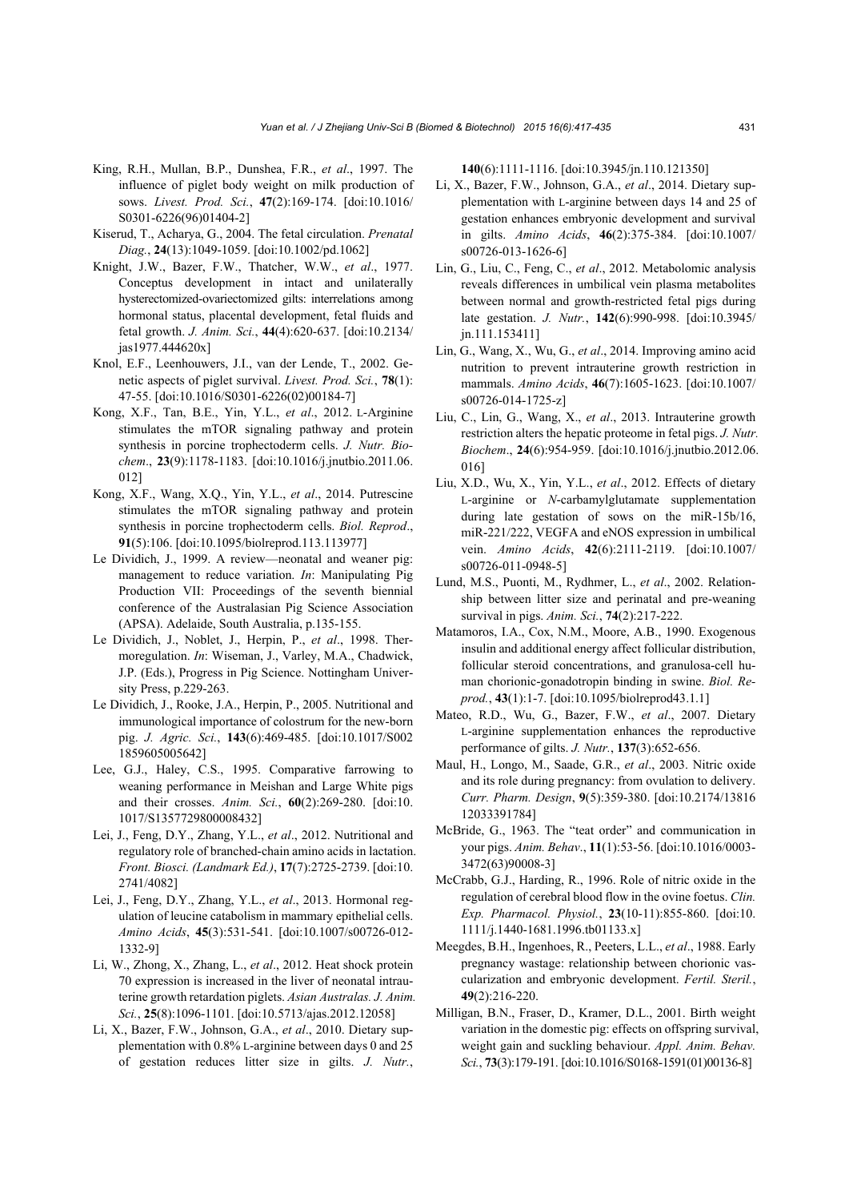King, R.H., Mullan, B.P., Dunshea, F.R., *et al*., 1997. The influence of piglet body weight on milk production of sows. *Livest. Prod. Sci.*, **47**(2):169-174. [doi:10.1016/S0301-6226(96)01404-2]

Kiserud, T., Acharya, G., 2004. The fetal circulation. *Prenatal Diag.*, **24**(13):1049-1059. [doi:10.1002/pd.1062]

Knight, J.W., Bazer, F.W., Thatcher, W.W., *et al*., 1977. Conceptus development in intact and unilaterally hysterectomized-ovariectomized gilts: interrelations among hormonal status, placental development, fetal fluids and fetal growth. *J. Anim. Sci.*, **44**(4):620-637. [doi:10.2134/jas1977.444620x]

Knol, E.F., Leenhouwers, J.I., van der Lende, T., 2002. Genetic aspects of piglet survival. *Livest. Prod. Sci.*, **78**(1):47-55. [doi:10.1016/S0301-6226(02)00184-7]

Kong, X.F., Tan, B.E., Yin, Y.L., *et al*., 2012. L-Arginine stimulates the mTOR signaling pathway and protein synthesis in porcine trophectoderm cells. *J. Nutr. Biochem*., **23**(9):1178-1183. [doi:10.1016/j.jnutbio.2011.06.012]

Kong, X.F., Wang, X.Q., Yin, Y.L., *et al*., 2014. Putrescine stimulates the mTOR signaling pathway and protein synthesis in porcine trophectoderm cells. *Biol. Reprod*., **91**(5):106. [doi:10.1095/biolreprod.113.113977]

Le Dividich, J., 1999. A review—neonatal and weaner pig: management to reduce variation. *In*: Manipulating Pig Production VII: Proceedings of the seventh biennial conference of the Australasian Pig Science Association (APSA). Adelaide, South Australia, p.135-155.

Le Dividich, J., Noblet, J., Herpin, P., *et al*., 1998. Thermoregulation. *In*: Wiseman, J., Varley, M.A., Chadwick, J.P. (Eds.), Progress in Pig Science. Nottingham University Press, p.229-263.

Le Dividich, J., Rooke, J.A., Herpin, P., 2005. Nutritional and immunological importance of colostrum for the new-born pig. *J. Agric. Sci.*, **143**(6):469-485. [doi:10.1017/S0021859605005642]

Lee, G.J., Haley, C.S., 1995. Comparative farrowing to weaning performance in Meishan and Large White pigs and their crosses. *Anim. Sci.*, **60**(2):269-280. [doi:10.1017/S1357729800008432]

Lei, J., Feng, D.Y., Zhang, Y.L., *et al*., 2012. Nutritional and regulatory role of branched-chain amino acids in lactation. *Front. Biosci. (Landmark Ed.)*, **17**(7):2725-2739. [doi:10.2741/4082]

Lei, J., Feng, D.Y., Zhang, Y.L., *et al*., 2013. Hormonal regulation of leucine catabolism in mammary epithelial cells. *Amino Acids*, **45**(3):531-541. [doi:10.1007/s00726-012-1332-9]

Li, W., Zhong, X., Zhang, L., *et al*., 2012. Heat shock protein 70 expression is increased in the liver of neonatal intrauterine growth retardation piglets. *Asian Australas. J. Anim. Sci.*, **25**(8):1096-1101. [doi:10.5713/ajas.2012.12058]

Li, X., Bazer, F.W., Johnson, G.A., *et al*., 2010. Dietary supplementation with 0.8% L-arginine between days 0 and 25 of gestation reduces litter size in gilts. *J. Nutr.*, **140**(6):1111-1116. [doi:10.3945/jn.110.121350]

Li, X., Bazer, F.W., Johnson, G.A., *et al*., 2014. Dietary supplementation with L-arginine between days 14 and 25 of gestation enhances embryonic development and survival in gilts. *Amino Acids*, **46**(2):375-384. [doi:10.1007/s00726-013-1626-6]

Lin, G., Liu, C., Feng, C., *et al*., 2012. Metabolomic analysis reveals differences in umbilical vein plasma metabolites between normal and growth-restricted fetal pigs during late gestation. *J. Nutr.*, **142**(6):990-998. [doi:10.3945/jn.111.153411]

Lin, G., Wang, X., Wu, G., *et al*., 2014. Improving amino acid nutrition to prevent intrauterine growth restriction in mammals. *Amino Acids*, **46**(7):1605-1623. [doi:10.1007/s00726-014-1725-z]

Liu, C., Lin, G., Wang, X., *et al*., 2013. Intrauterine growth restriction alters the hepatic proteome in fetal pigs. *J. Nutr. Biochem*., **24**(6):954-959. [doi:10.1016/j.jnutbio.2012.06.016]

Liu, X.D., Wu, X., Yin, Y.L., *et al*., 2012. Effects of dietary L-arginine or *N*-carbamylglutamate supplementation during late gestation of sows on the miR-15b/16, miR-221/222, VEGFA and eNOS expression in umbilical vein. *Amino Acids*, **42**(6):2111-2119. [doi:10.1007/s00726-011-0948-5]

Lund, M.S., Puonti, M., Rydhmer, L., *et al*., 2002. Relationship between litter size and perinatal and pre-weaning survival in pigs. *Anim. Sci.*, **74**(2):217-222.

Matamoros, I.A., Cox, N.M., Moore, A.B., 1990. Exogenous insulin and additional energy affect follicular distribution, follicular steroid concentrations, and granulosa-cell human chorionic-gonadotropin binding in swine. *Biol. Reprod.*, **43**(1):1-7. [doi:10.1095/biolreprod43.1.1]

Mateo, R.D., Wu, G., Bazer, F.W., *et al*., 2007. Dietary L-arginine supplementation enhances the reproductive performance of gilts. *J. Nutr.*, **137**(3):652-656.

Maul, H., Longo, M., Saade, G.R., *et al*., 2003. Nitric oxide and its role during pregnancy: from ovulation to delivery. *Curr. Pharm. Design*, **9**(5):359-380. [doi:10.2174/1381612033391784]

McBride, G., 1963. The "teat order" and communication in your pigs. *Anim. Behav*., **11**(1):53-56. [doi:10.1016/0003-3472(63)90008-3]

McCrabb, G.J., Harding, R., 1996. Role of nitric oxide in the regulation of cerebral blood flow in the ovine foetus. *Clin. Exp. Pharmacol. Physiol.*, **23**(10-11):855-860. [doi:10.1111/j.1440-1681.1996.tb01133.x]

Meegdes, B.H., Ingenhoes, R., Peeters, L.L., *et al*., 1988. Early pregnancy wastage: relationship between chorionic vascularization and embryonic development. *Fertil. Steril.*, **49**(2):216-220.

Milligan, B.N., Fraser, D., Kramer, D.L., 2001. Birth weight variation in the domestic pig: effects on offspring survival, weight gain and suckling behaviour. *Appl. Anim. Behav. Sci.*, **73**(3):179-191. [doi:10.1016/S0168-1591(01)00136-8]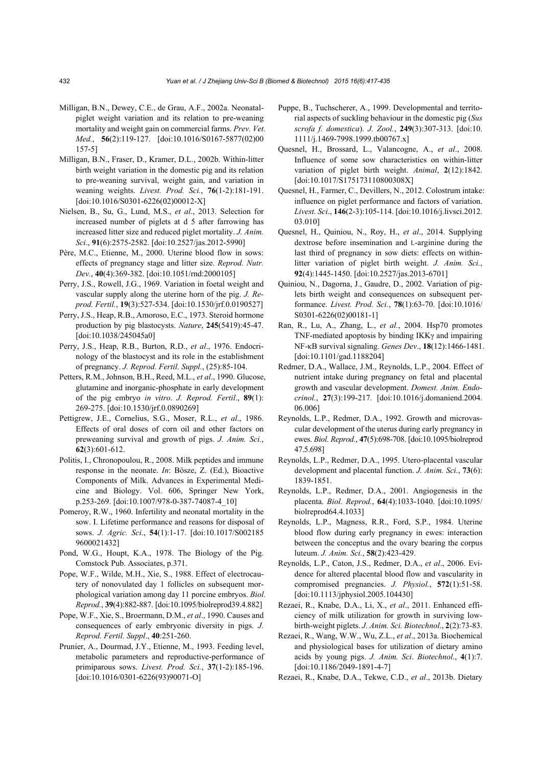Milligan, B.N., Dewey, C.E., de Grau, A.F., 2002a. Neonatal-piglet weight variation and its relation to pre-weaning mortality and weight gain on commercial farms. *Prev. Vet. Med.*, **56**(2):119-127. [doi:10.1016/S0167-5877(02)00157-5]

Milligan, B.N., Fraser, D., Kramer, D.L., 2002b. Within-litter birth weight variation in the domestic pig and its relation to pre-weaning survival, weight gain, and variation in weaning weights. *Livest. Prod. Sci.*, **76**(1-2):181-191. [doi:10.1016/S0301-6226(02)00012-X]

Nielsen, B., Su, G., Lund, M.S., *et al*., 2013. Selection for increased number of piglets at d 5 after farrowing has increased litter size and reduced piglet mortality. *J. Anim. Sci*., **91**(6):2575-2582. [doi:10.2527/jas.2012-5990]

Père, M.C., Etienne, M., 2000. Uterine blood flow in sows: effects of pregnancy stage and litter size. *Reprod. Nutr. Dev.*, **40**(4):369-382. [doi:10.1051/rnd:2000105]

Perry, J.S., Rowell, J.G., 1969. Variation in foetal weight and vascular supply along the uterine horn of the pig. *J. Reprod. Fertil.*, **19**(3):527-534. [doi:10.1530/jrf.0.0190527]

Perry, J.S., Heap, R.B., Amoroso, E.C., 1973. Steroid hormone production by pig blastocysts. *Nature*, **245**(5419):45-47. [doi:10.1038/245045a0]

Perry, J.S., Heap, R.B., Burton, R.D., *et al*., 1976. Endocrinology of the blastocyst and its role in the establishment of pregnancy. *J. Reprod. Fertil. Suppl.*, (25):85-104.

Petters, R.M., Johnson, B.H., Reed, M.L., *et al*., 1990. Glucose, glutamine and inorganic-phosphate in early development of the pig embryo *in vitro*. *J. Reprod. Fertil*., **89**(1): 269-275. [doi:10.1530/jrf.0.0890269]

Pettigrew, J.E., Cornelius, S.G., Moser, R.L., *et al*., 1986. Effects of oral doses of corn oil and other factors on preweaning survival and growth of pigs. *J. Anim. Sci.*, **62**(3):601-612.

Politis, I., Chronopoulou, R., 2008. Milk peptides and immune response in the neonate. *In*: Bösze, Z. (Ed.), Bioactive Components of Milk. Advances in Experimental Medicine and Biology. Vol. 606, Springer New York, p.253-269. [doi:10.1007/978-0-387-74087-4_10]

Pomeroy, R.W., 1960. Infertility and neonatal mortality in the sow. I. Lifetime performance and reasons for disposal of sows. *J. Agric. Sci*., **54**(1):1-17. [doi:10.1017/S0021859600021432]

Pond, W.G., Houpt, K.A., 1978. The Biology of the Pig. Comstock Pub. Associates, p.371.

Pope, W.F., Wilde, M.H., Xie, S., 1988. Effect of electrocautery of nonovulated day 1 follicles on subsequent morphological variation among day 11 porcine embryos. *Biol. Reprod.*, **39**(4):882-887. [doi:10.1095/biolreprod39.4.882]

Pope, W.F., Xie, S., Broermann, D.M., *et al*., 1990. Causes and consequences of early embryonic diversity in pigs. *J. Reprod. Fertil. Suppl*., **40**:251-260.

Prunier, A., Dourmad, J.Y., Etienne, M., 1993. Feeding level, metabolic parameters and reproductive-performance of primiparous sows. *Livest. Prod. Sci.*, **37**(1-2):185-196. [doi:10.1016/0301-6226(93)90071-O]

Puppe, B., Tuchscherer, A., 1999. Developmental and territorial aspects of suckling behaviour in the domestic pig (*Sus scrofa f. domestica*). *J. Zool.*, **249**(3):307-313. [doi:10.1111/j.1469-7998.1999.tb00767.x]

Quesnel, H., Brossard, L., Valancogne, A., *et al*., 2008. Influence of some sow characteristics on within-litter variation of piglet birth weight. *Animal*, **2**(12):1842. [doi:10.1017/S175173110800308X]

Quesnel, H., Farmer, C., Devillers, N., 2012. Colostrum intake: influence on piglet performance and factors of variation. *Livest. Sci*., **146**(2-3):105-114. [doi:10.1016/j.livsci.2012.03.010]

Quesnel, H., Quiniou, N., Roy, H., *et al*., 2014. Supplying dextrose before insemination and L-arginine during the last third of pregnancy in sow diets: effects on within-litter variation of piglet birth weight. *J. Anim. Sci.*, **92**(4):1445-1450. [doi:10.2527/jas.2013-6701]

Quiniou, N., Dagorna, J., Gaudre, D., 2002. Variation of piglets birth weight and consequences on subsequent performance. *Livest. Prod. Sci.*, **78**(1):63-70. [doi:10.1016/S0301-6226(02)00181-1]

Ran, R., Lu, A., Zhang, L., *et al.*, 2004. Hsp70 promotes TNF-mediated apoptosis by binding IKKγ and impairing NF-κB survival signaling. *Genes Dev*., **18**(12):1466-1481. [doi:10.1101/gad.1188204]

Redmer, D.A., Wallace, J.M., Reynolds, L.P., 2004. Effect of nutrient intake during pregnancy on fetal and placental growth and vascular development. *Domest. Anim. Endocrinol.*, **27**(3):199-217. [doi:10.1016/j.domaniend.2004.06.006]

Reynolds, L.P., Redmer, D.A., 1992. Growth and microvascular development of the uterus during early pregnancy in ewes. *Biol. Reprod.*, **47**(5):698-708. [doi:10.1095/biolreprod47.5.698]

Reynolds, L.P., Redmer, D.A., 1995. Utero-placental vascular development and placental function. *J. Anim. Sci.*, **73**(6): 1839-1851.

Reynolds, L.P., Redmer, D.A., 2001. Angiogenesis in the placenta. *Biol. Reprod.*, **64**(4):1033-1040. [doi:10.1095/biolreprod64.4.1033]

Reynolds, L.P., Magness, R.R., Ford, S.P., 1984. Uterine blood flow during early pregnancy in ewes: interaction between the conceptus and the ovary bearing the corpus luteum. *J. Anim. Sci.*, **58**(2):423-429.

Reynolds, L.P., Caton, J.S., Redmer, D.A., *et al*., 2006. Evidence for altered placental blood flow and vascularity in compromised pregnancies. *J. Physiol.*, **572**(1):51-58. [doi:10.1113/jphysiol.2005.104430]

Rezaei, R., Knabe, D.A., Li, X., *et al*., 2011. Enhanced efficiency of milk utilization for growth in surviving low-birth-weight piglets. *J. Anim. Sci. Biotechnol*., **2**(2):73-83.

Rezaei, R., Wang, W.W., Wu, Z.L., *et al*., 2013a. Biochemical and physiological bases for utilization of dietary amino acids by young pigs. *J. Anim. Sci*. *Biotechnol*., **4**(1):7. [doi:10.1186/2049-1891-4-7]

Rezaei, R., Knabe, D.A., Tekwe, C.D., *et al*., 2013b. Dietary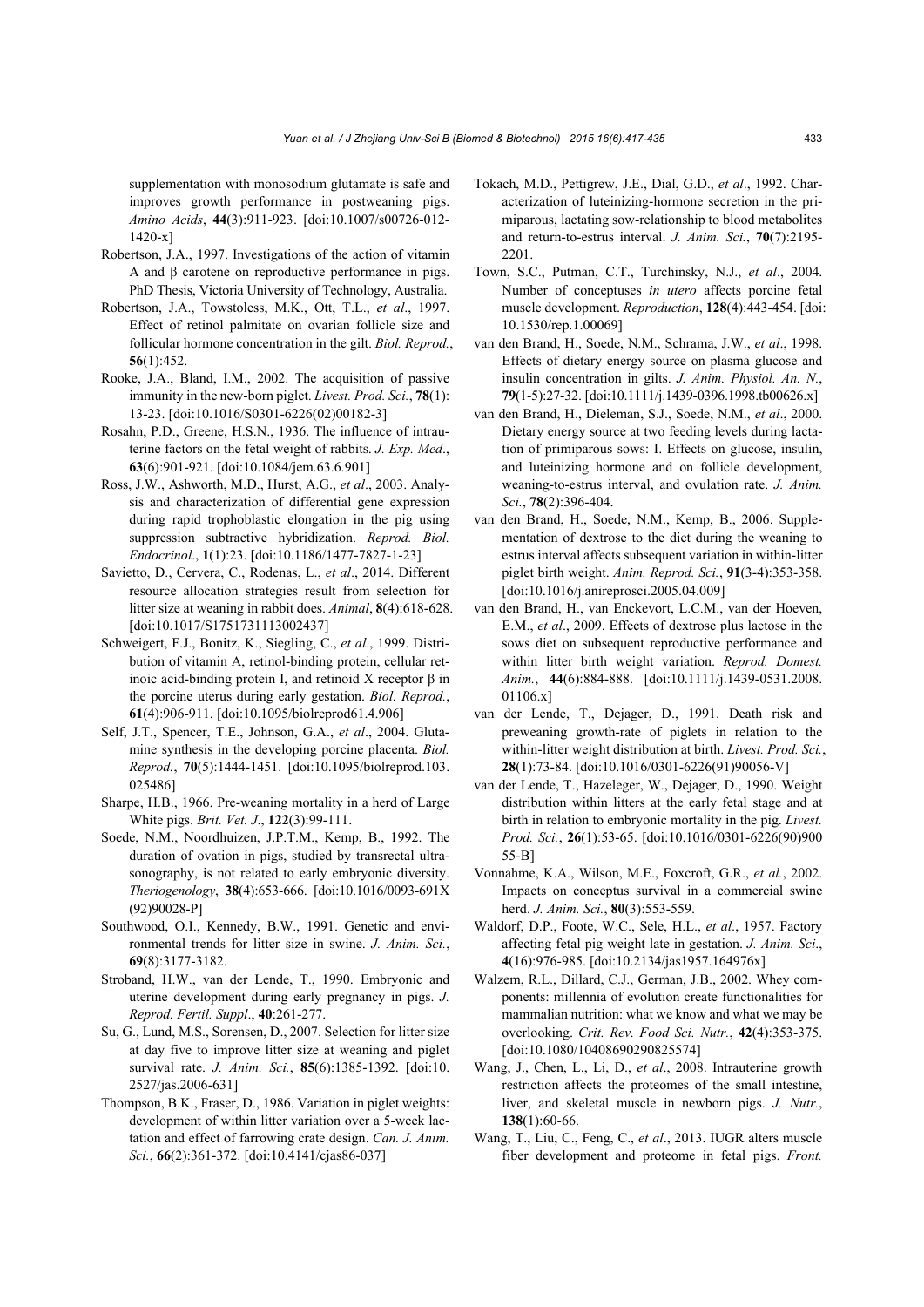supplementation with monosodium glutamate is safe and improves growth performance in postweaning pigs. *Amino Acids*, **44**(3):911-923. [doi:10.1007/s00726-012-1420-x]

Robertson, J.A., 1997. Investigations of the action of vitamin A and β carotene on reproductive performance in pigs. PhD Thesis, Victoria University of Technology, Australia.

Robertson, J.A., Towstoless, M.K., Ott, T.L., *et al*., 1997. Effect of retinol palmitate on ovarian follicle size and follicular hormone concentration in the gilt. *Biol. Reprod.*, **56**(1):452.

Rooke, J.A., Bland, I.M., 2002. The acquisition of passive immunity in the new-born piglet. *Livest. Prod. Sci.*, **78**(1): 13-23. [doi:10.1016/S0301-6226(02)00182-3]

Rosahn, P.D., Greene, H.S.N., 1936. The influence of intrauterine factors on the fetal weight of rabbits. *J. Exp. Med*., **63**(6):901-921. [doi:10.1084/jem.63.6.901]

Ross, J.W., Ashworth, M.D., Hurst, A.G., *et al*., 2003. Analysis and characterization of differential gene expression during rapid trophoblastic elongation in the pig using suppression subtractive hybridization. *Reprod. Biol. Endocrinol*., **1**(1):23. [doi:10.1186/1477-7827-1-23]

Savietto, D., Cervera, C., Rodenas, L., *et al*., 2014. Different resource allocation strategies result from selection for litter size at weaning in rabbit does. *Animal*, **8**(4):618-628. [doi:10.1017/S1751731113002437]

Schweigert, F.J., Bonitz, K., Siegling, C., *et al*., 1999. Distribution of vitamin A, retinol-binding protein, cellular retinoic acid-binding protein I, and retinoid X receptor β in the porcine uterus during early gestation. *Biol. Reprod.*, **61**(4):906-911. [doi:10.1095/biolreprod61.4.906]

Self, J.T., Spencer, T.E., Johnson, G.A., *et al*., 2004. Glutamine synthesis in the developing porcine placenta. *Biol. Reprod.*, **70**(5):1444-1451. [doi:10.1095/biolreprod.103.025486]

Sharpe, H.B., 1966. Pre-weaning mortality in a herd of Large White pigs. *Brit. Vet. J*., **122**(3):99-111.

Soede, N.M., Noordhuizen, J.P.T.M., Kemp, B., 1992. The duration of ovation in pigs, studied by transrectal ultrasonography, is not related to early embryonic diversity. *Theriogenology*, **38**(4):653-666. [doi:10.1016/0093-691X(92)90028-P]

Southwood, O.I., Kennedy, B.W., 1991. Genetic and environmental trends for litter size in swine. *J. Anim. Sci.*, **69**(8):3177-3182.

Stroband, H.W., van der Lende, T., 1990. Embryonic and uterine development during early pregnancy in pigs. *J. Reprod. Fertil. Suppl*., **40**:261-277.

Su, G., Lund, M.S., Sorensen, D., 2007. Selection for litter size at day five to improve litter size at weaning and piglet survival rate. *J. Anim. Sci.*, **85**(6):1385-1392. [doi:10.2527/jas.2006-631]

Thompson, B.K., Fraser, D., 1986. Variation in piglet weights: development of within litter variation over a 5-week lactation and effect of farrowing crate design. *Can. J. Anim. Sci.*, **66**(2):361-372. [doi:10.4141/cjas86-037]

Tokach, M.D., Pettigrew, J.E., Dial, G.D., *et al*., 1992. Characterization of luteinizing-hormone secretion in the primiparous, lactating sow-relationship to blood metabolites and return-to-estrus interval. *J. Anim. Sci.*, **70**(7):2195-2201.

Town, S.C., Putman, C.T., Turchinsky, N.J., *et al*., 2004. Number of conceptuses *in utero* affects porcine fetal muscle development. *Reproduction*, **128**(4):443-454. [doi:10.1530/rep.1.00069]

van den Brand, H., Soede, N.M., Schrama, J.W., *et al*., 1998. Effects of dietary energy source on plasma glucose and insulin concentration in gilts. *J. Anim. Physiol. An. N*., **79**(1-5):27-32. [doi:10.1111/j.1439-0396.1998.tb00626.x]

van den Brand, H., Dieleman, S.J., Soede, N.M., *et al*., 2000. Dietary energy source at two feeding levels during lactation of primiparous sows: I. Effects on glucose, insulin, and luteinizing hormone and on follicle development, weaning-to-estrus interval, and ovulation rate. *J. Anim. Sci.*, **78**(2):396-404.

van den Brand, H., Soede, N.M., Kemp, B., 2006. Supplementation of dextrose to the diet during the weaning to estrus interval affects subsequent variation in within-litter piglet birth weight. *Anim. Reprod. Sci.*, **91**(3-4):353-358. [doi:10.1016/j.anireprosci.2005.04.009]

van den Brand, H., van Enckevort, L.C.M., van der Hoeven, E.M., *et al*., 2009. Effects of dextrose plus lactose in the sows diet on subsequent reproductive performance and within litter birth weight variation. *Reprod. Domest. Anim.*, **44**(6):884-888. [doi:10.1111/j.1439-0531.2008.01106.x]

van der Lende, T., Dejager, D., 1991. Death risk and preweaning growth-rate of piglets in relation to the within-litter weight distribution at birth. *Livest. Prod. Sci.*, **28**(1):73-84. [doi:10.1016/0301-6226(91)90056-V]

van der Lende, T., Hazeleger, W., Dejager, D., 1990. Weight distribution within litters at the early fetal stage and at birth in relation to embryonic mortality in the pig. *Livest. Prod. Sci.*, **26**(1):53-65. [doi:10.1016/0301-6226(90)90055-B]

Vonnahme, K.A., Wilson, M.E., Foxcroft, G.R., *et al.*, 2002. Impacts on conceptus survival in a commercial swine herd. *J. Anim. Sci.*, **80**(3):553-559.

Waldorf, D.P., Foote, W.C., Sele, H.L., *et al*., 1957. Factory affecting fetal pig weight late in gestation. *J. Anim. Sci*., **4**(16):976-985. [doi:10.2134/jas1957.164976x]

Walzem, R.L., Dillard, C.J., German, J.B., 2002. Whey components: millennia of evolution create functionalities for mammalian nutrition: what we know and what we may be overlooking. *Crit. Rev. Food Sci. Nutr.*, **42**(4):353-375. [doi:10.1080/10408690290825574]

Wang, J., Chen, L., Li, D., *et al*., 2008. Intrauterine growth restriction affects the proteomes of the small intestine, liver, and skeletal muscle in newborn pigs. *J. Nutr.*, **138**(1):60-66.

Wang, T., Liu, C., Feng, C., *et al*., 2013. IUGR alters muscle fiber development and proteome in fetal pigs. *Front.*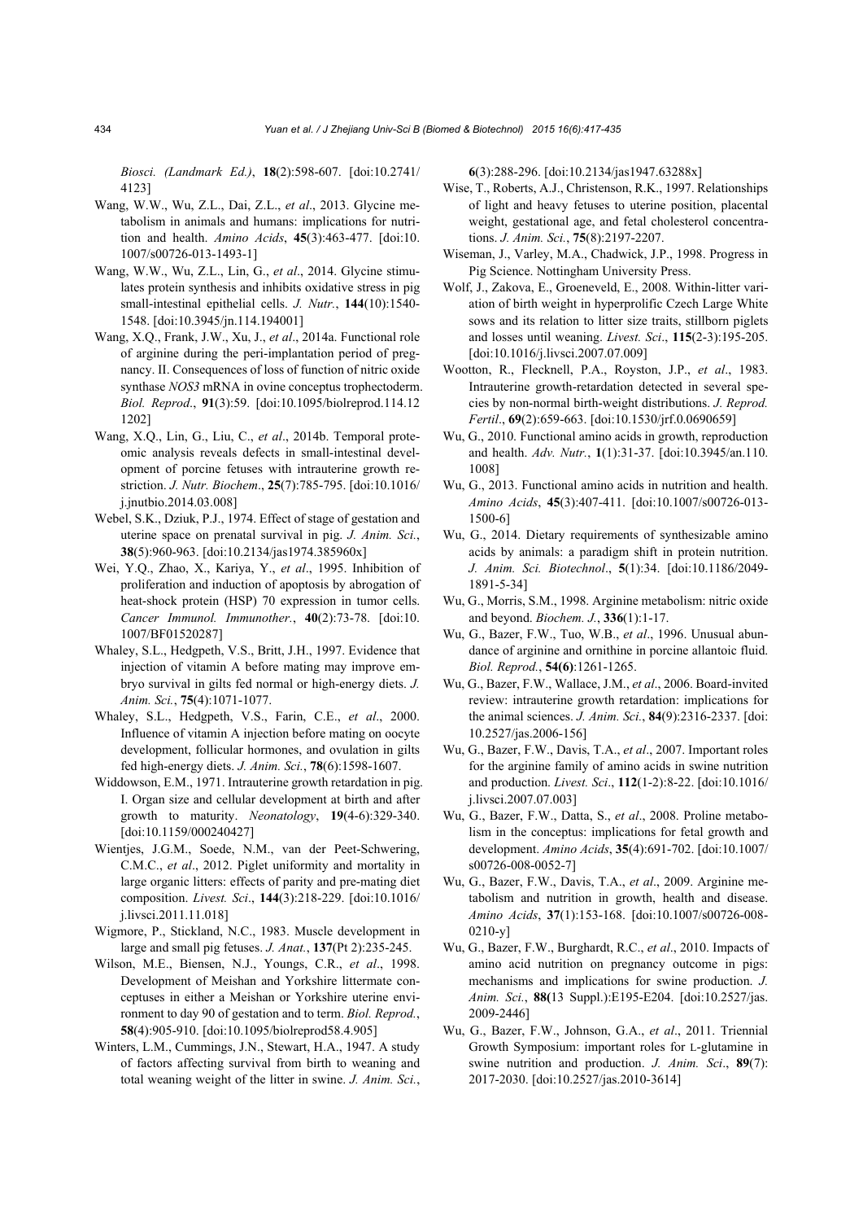*Biosci. (Landmark Ed.)*, **18**(2):598-607. [doi:10.2741/4123]

Wang, W.W., Wu, Z.L., Dai, Z.L., *et al*., 2013. Glycine metabolism in animals and humans: implications for nutrition and health. *Amino Acids*, **45**(3):463-477. [doi:10.1007/s00726-013-1493-1]

Wang, W.W., Wu, Z.L., Lin, G., *et al*., 2014. Glycine stimulates protein synthesis and inhibits oxidative stress in pig small-intestinal epithelial cells. *J. Nutr.*, **144**(10):1540-1548. [doi:10.3945/jn.114.194001]

Wang, X.Q., Frank, J.W., Xu, J., *et al*., 2014a. Functional role of arginine during the peri-implantation period of pregnancy. II. Consequences of loss of function of nitric oxide synthase *NOS3* mRNA in ovine conceptus trophectoderm. *Biol. Reprod*., **91**(3):59. [doi:10.1095/biolreprod.114.121202]

Wang, X.Q., Lin, G., Liu, C., *et al*., 2014b. Temporal proteomic analysis reveals defects in small-intestinal development of porcine fetuses with intrauterine growth restriction. *J. Nutr. Biochem*., **25**(7):785-795. [doi:10.1016/j.jnutbio.2014.03.008]

Webel, S.K., Dziuk, P.J., 1974. Effect of stage of gestation and uterine space on prenatal survival in pig. *J. Anim. Sci.*, **38**(5):960-963. [doi:10.2134/jas1974.385960x]

Wei, Y.Q., Zhao, X., Kariya, Y., *et al*., 1995. Inhibition of proliferation and induction of apoptosis by abrogation of heat-shock protein (HSP) 70 expression in tumor cells. *Cancer Immunol. Immunother.*, **40**(2):73-78. [doi:10.1007/BF01520287]

Whaley, S.L., Hedgpeth, V.S., Britt, J.H., 1997. Evidence that injection of vitamin A before mating may improve embryo survival in gilts fed normal or high-energy diets. *J. Anim. Sci.*, **75**(4):1071-1077.

Whaley, S.L., Hedgpeth, V.S., Farin, C.E., *et al*., 2000. Influence of vitamin A injection before mating on oocyte development, follicular hormones, and ovulation in gilts fed high-energy diets. *J. Anim. Sci.*, **78**(6):1598-1607.

Widdowson, E.M., 1971. Intrauterine growth retardation in pig. I. Organ size and cellular development at birth and after growth to maturity. *Neonatology*, **19**(4-6):329-340. [doi:10.1159/000240427]

Wientjes, J.G.M., Soede, N.M., van der Peet-Schwering, C.M.C., *et al*., 2012. Piglet uniformity and mortality in large organic litters: effects of parity and pre-mating diet composition. *Livest. Sci*., **144**(3):218-229. [doi:10.1016/j.livsci.2011.11.018]

Wigmore, P., Stickland, N.C., 1983. Muscle development in large and small pig fetuses. *J. Anat.*, **137**(Pt 2):235-245.

Wilson, M.E., Biensen, N.J., Youngs, C.R., *et al*., 1998. Development of Meishan and Yorkshire littermate conceptuses in either a Meishan or Yorkshire uterine environment to day 90 of gestation and to term. *Biol. Reprod.*, **58**(4):905-910. [doi:10.1095/biolreprod58.4.905]

Winters, L.M., Cummings, J.N., Stewart, H.A., 1947. A study of factors affecting survival from birth to weaning and total weaning weight of the litter in swine. *J. Anim. Sci.*, **6**(3):288-296. [doi:10.2134/jas1947.63288x]

Wise, T., Roberts, A.J., Christenson, R.K., 1997. Relationships of light and heavy fetuses to uterine position, placental weight, gestational age, and fetal cholesterol concentrations. *J. Anim. Sci.*, **75**(8):2197-2207.

Wiseman, J., Varley, M.A., Chadwick, J.P., 1998. Progress in Pig Science. Nottingham University Press.

Wolf, J., Zakova, E., Groeneveld, E., 2008. Within-litter variation of birth weight in hyperprolific Czech Large White sows and its relation to litter size traits, stillborn piglets and losses until weaning. *Livest. Sci*., **115**(2-3):195-205. [doi:10.1016/j.livsci.2007.07.009]

Wootton, R., Flecknell, P.A., Royston, J.P., *et al*., 1983. Intrauterine growth-retardation detected in several species by non-normal birth-weight distributions. *J. Reprod. Fertil*., **69**(2):659-663. [doi:10.1530/jrf.0.0690659]

Wu, G., 2010. Functional amino acids in growth, reproduction and health. *Adv. Nutr.*, **1**(1):31-37. [doi:10.3945/an.110.1008]

Wu, G., 2013. Functional amino acids in nutrition and health. *Amino Acids*, **45**(3):407-411. [doi:10.1007/s00726-013-1500-6]

Wu, G., 2014. Dietary requirements of synthesizable amino acids by animals: a paradigm shift in protein nutrition. *J. Anim. Sci. Biotechnol*., **5**(1):34. [doi:10.1186/2049-1891-5-34]

Wu, G., Morris, S.M., 1998. Arginine metabolism: nitric oxide and beyond. *Biochem. J.*, **336**(1):1-17.

Wu, G., Bazer, F.W., Tuo, W.B., *et al*., 1996. Unusual abundance of arginine and ornithine in porcine allantoic fluid. *Biol. Reprod.*, **54(6)**:1261-1265.

Wu, G., Bazer, F.W., Wallace, J.M., *et al*., 2006. Board-invited review: intrauterine growth retardation: implications for the animal sciences. *J. Anim. Sci.*, **84**(9):2316-2337. [doi:10.2527/jas.2006-156]

Wu, G., Bazer, F.W., Davis, T.A., *et al*., 2007. Important roles for the arginine family of amino acids in swine nutrition and production. *Livest. Sci*., **112**(1-2):8-22. [doi:10.1016/j.livsci.2007.07.003]

Wu, G., Bazer, F.W., Datta, S., *et al*., 2008. Proline metabolism in the conceptus: implications for fetal growth and development. *Amino Acids*, **35**(4):691-702. [doi:10.1007/s00726-008-0052-7]

Wu, G., Bazer, F.W., Davis, T.A., *et al*., 2009. Arginine metabolism and nutrition in growth, health and disease. *Amino Acids*, **37**(1):153-168. [doi:10.1007/s00726-008-0210-y]

Wu, G., Bazer, F.W., Burghardt, R.C., *et al*., 2010. Impacts of amino acid nutrition on pregnancy outcome in pigs: mechanisms and implications for swine production. *J. Anim. Sci.*, **88(**13 Suppl.):E195-E204. [doi:10.2527/jas.2009-2446]

Wu, G., Bazer, F.W., Johnson, G.A., *et al*., 2011. Triennial Growth Symposium: important roles for L-glutamine in swine nutrition and production. *J. Anim. Sci*., **89**(7):2017-2030. [doi:10.2527/jas.2010-3614]